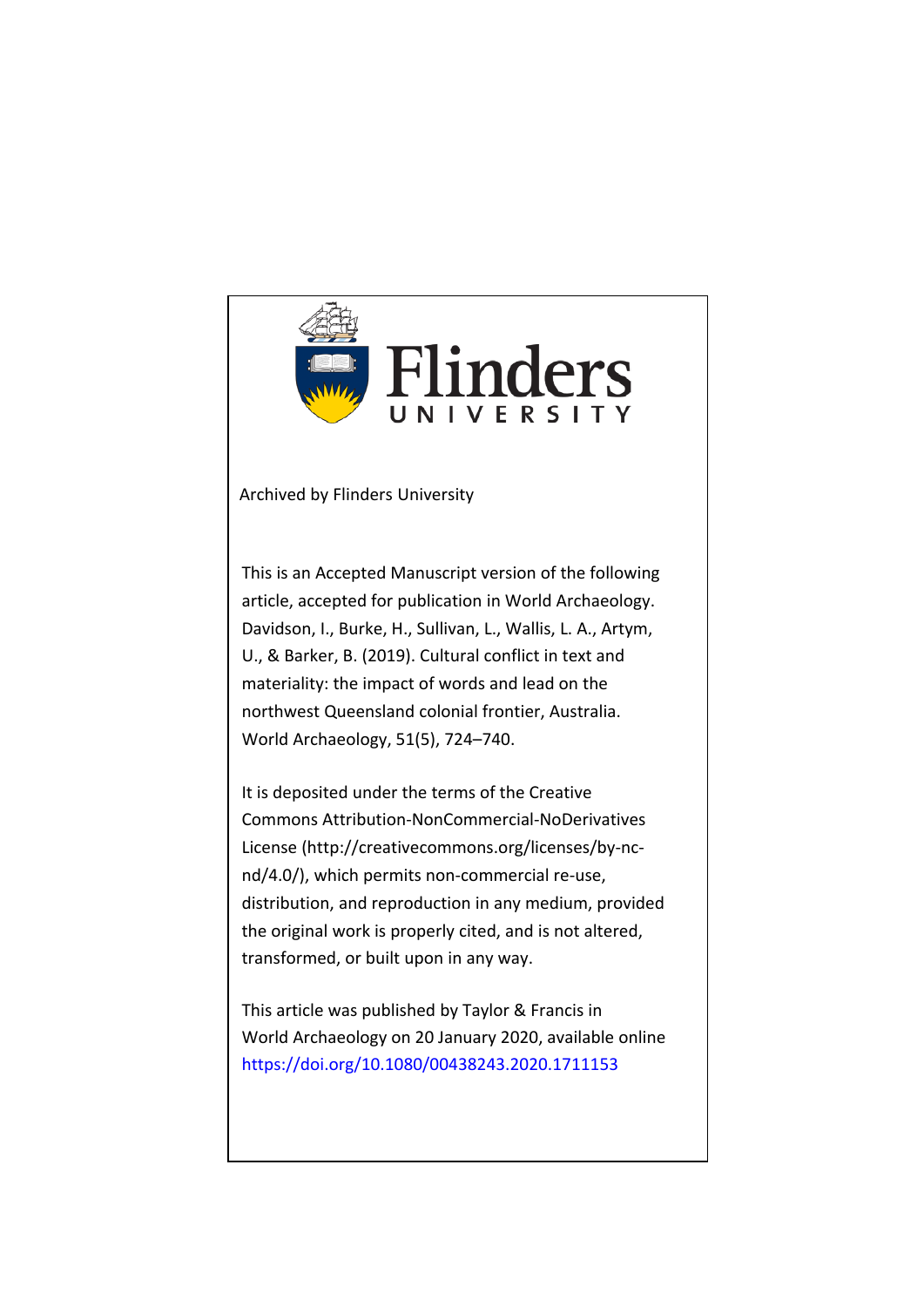Flinders UNIVERSITY

Archived by Flinders University

This is an Accepted Manuscript version of the following article, accepted for publication in World Archaeology. Davidson, I., Burke, H., Sullivan, L., Wallis, L. A., Artym, U., & Barker, B. (2019). Cultural conflict in text and materiality: the impact of words and lead on the northwest Queensland colonial frontier, Australia. World Archaeology, 51(5), 724–740.

It is deposited under the terms of the Creative Commons Attribution-NonCommercial-NoDerivatives License (http://creativecommons.org/licenses/by-nc-nd/4.0/), which permits non-commercial re-use, distribution, and reproduction in any medium, provided the original work is properly cited, and is not altered, transformed, or built upon in any way.

This article was published by Taylor & Francis in World Archaeology on 20 January 2020, available online https://doi.org/10.1080/00438243.2020.1711153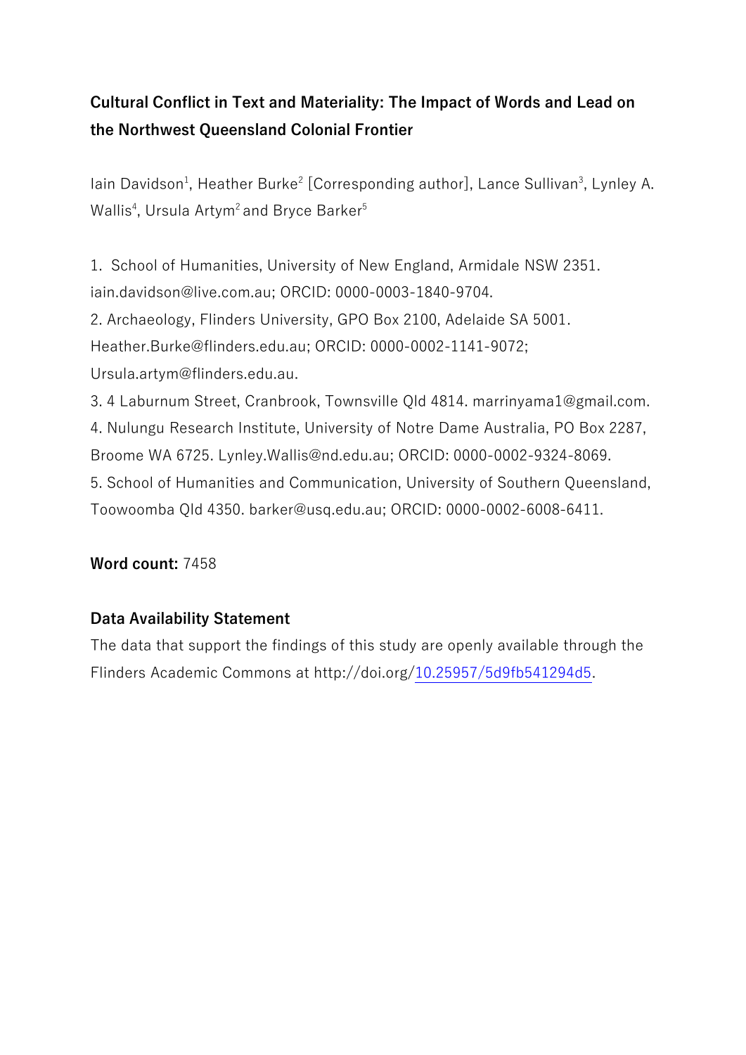**Cultural Conflict in Text and Materiality: The Impact of Words and Lead on the Northwest Queensland Colonial Frontier**

Iain Davidson[1], Heather Burke[2] [Corresponding author], Lance Sullivan[3], Lynley A. Wallis[4], Ursula Artym[2] and Bryce Barker[5]

1. School of Humanities, University of New England, Armidale NSW 2351. iain.davidson@live.com.au; ORCID: 0000-0003-1840-9704.
2. Archaeology, Flinders University, GPO Box 2100, Adelaide SA 5001. Heather.Burke@flinders.edu.au; ORCID: 0000-0002-1141-9072; Ursula.artym@flinders.edu.au.
3. 4 Laburnum Street, Cranbrook, Townsville Qld 4814. marrinyama1@gmail.com.
4. Nulungu Research Institute, University of Notre Dame Australia, PO Box 2287, Broome WA 6725. Lynley.Wallis@nd.edu.au; ORCID: 0000-0002-9324-8069.
5. School of Humanities and Communication, University of Southern Queensland, Toowoomba Qld 4350. barker@usq.edu.au; ORCID: 0000-0002-6008-6411.

**Word count:** 7458

**Data Availability Statement**

The data that support the findings of this study are openly available through the Flinders Academic Commons at http://doi.org/10.25957/5d9fb541294d5.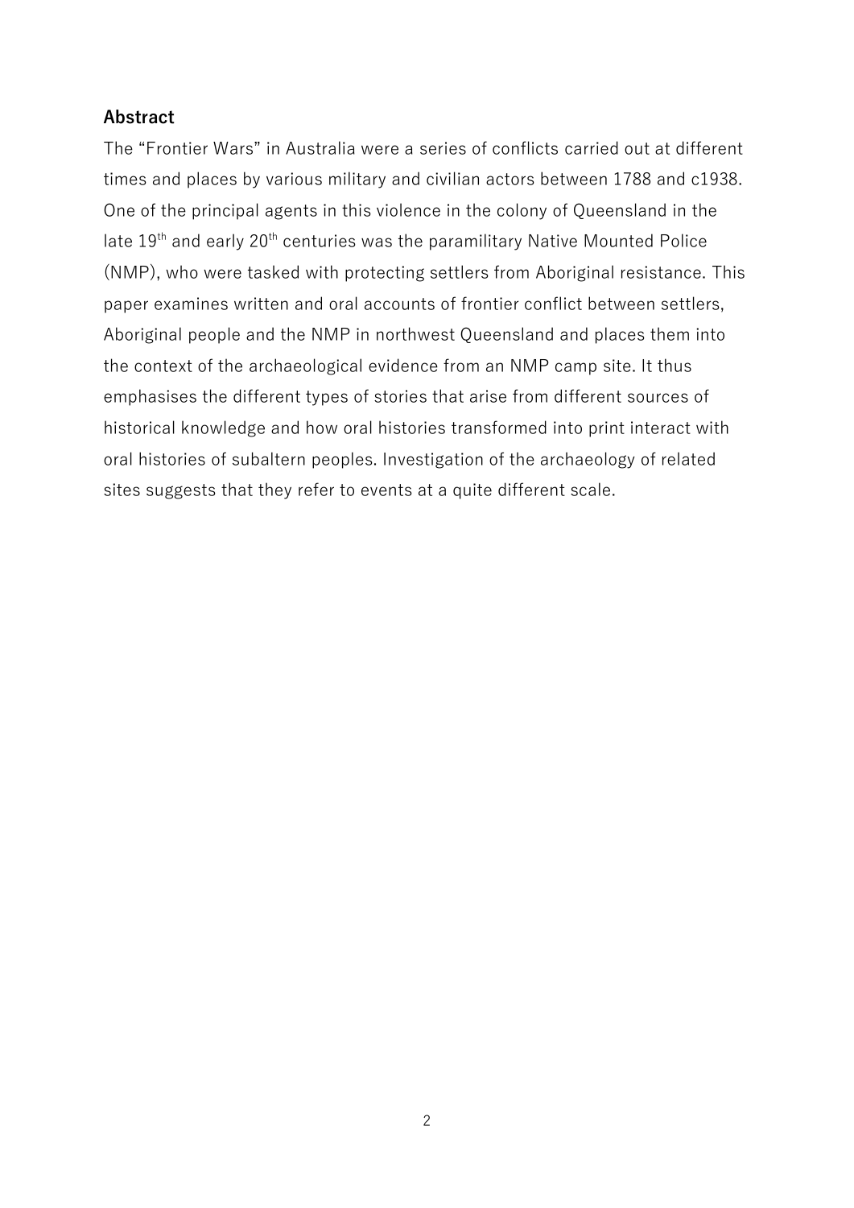**Abstract**

The "Frontier Wars" in Australia were a series of conflicts carried out at different times and places by various military and civilian actors between 1788 and c1938. One of the principal agents in this violence in the colony of Queensland in the late 19$^{th}$ and early 20$^{th}$ centuries was the paramilitary Native Mounted Police (NMP), who were tasked with protecting settlers from Aboriginal resistance. This paper examines written and oral accounts of frontier conflict between settlers, Aboriginal people and the NMP in northwest Queensland and places them into the context of the archaeological evidence from an NMP camp site. It thus emphasises the different types of stories that arise from different sources of historical knowledge and how oral histories transformed into print interact with oral histories of subaltern peoples. Investigation of the archaeology of related sites suggests that they refer to events at a quite different scale.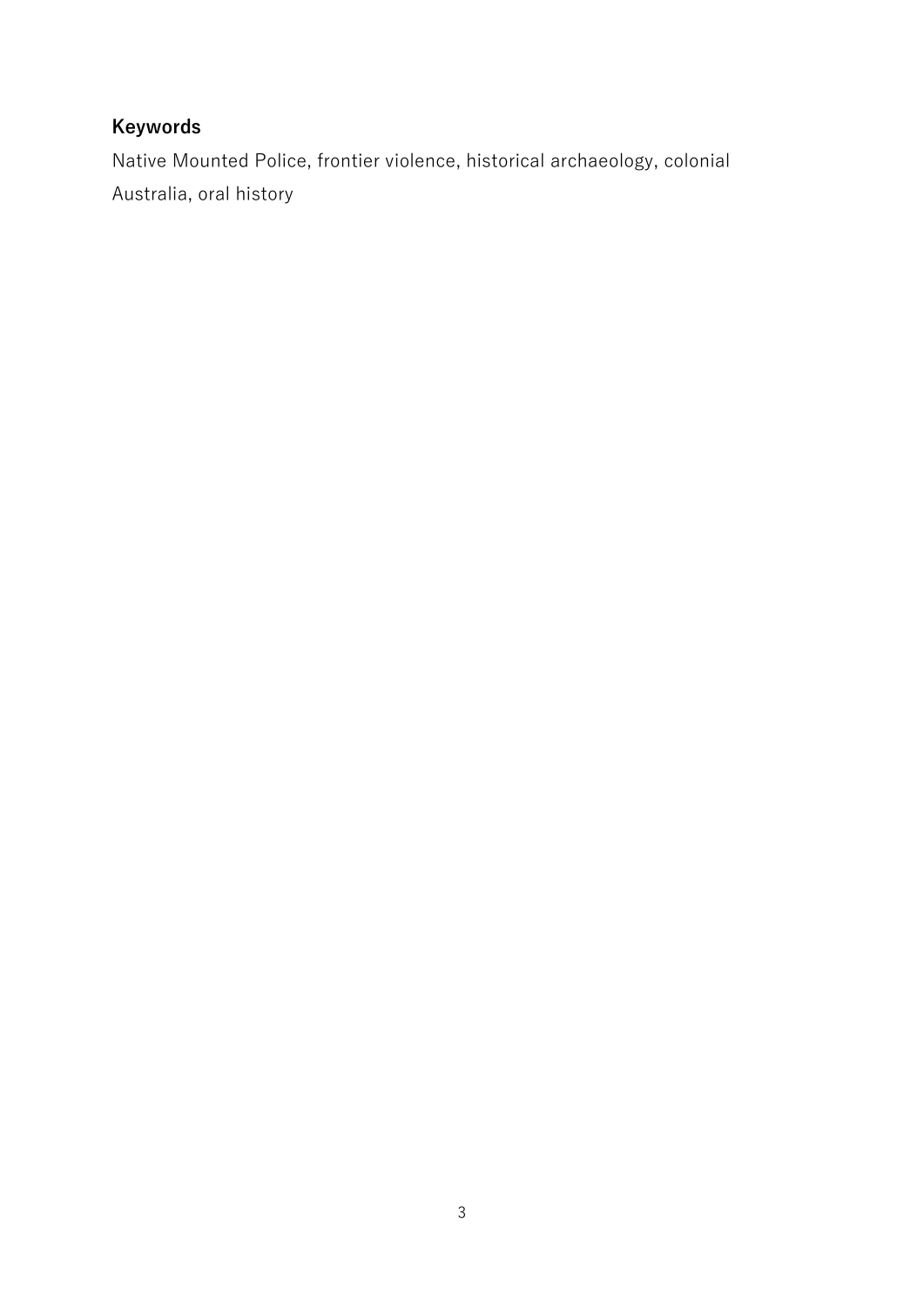**Keywords**

Native Mounted Police, frontier violence, historical archaeology, colonial Australia, oral history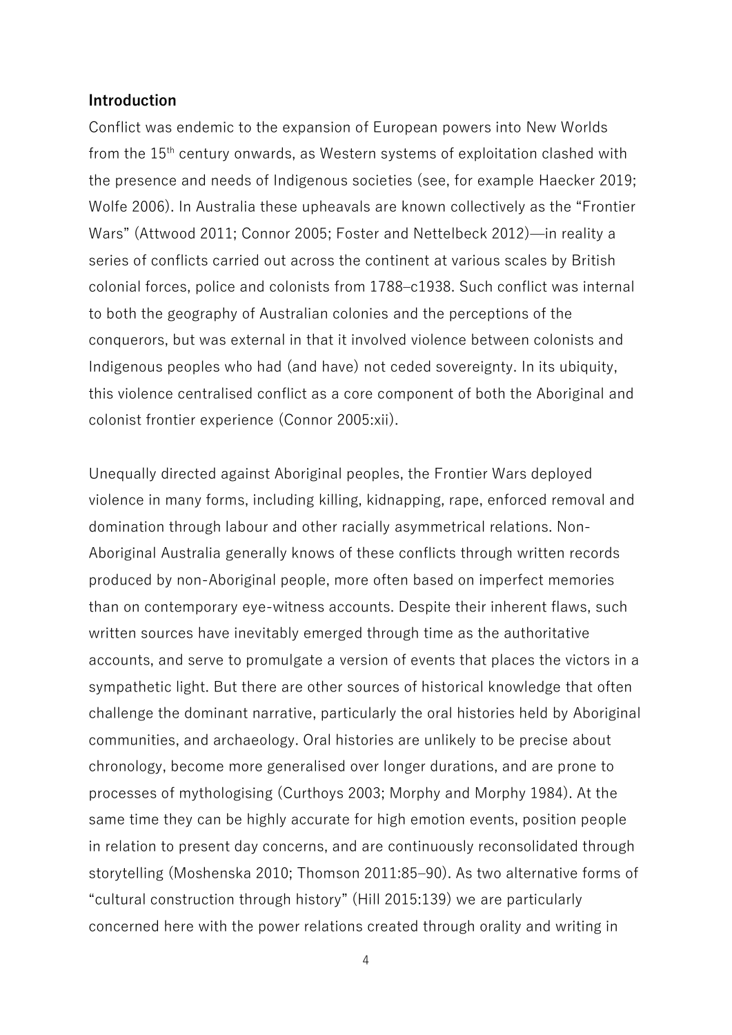## Introduction

Conflict was endemic to the expansion of European powers into New Worlds from the 15th century onwards, as Western systems of exploitation clashed with the presence and needs of Indigenous societies (see, for example Haecker 2019; Wolfe 2006). In Australia these upheavals are known collectively as the "Frontier Wars" (Attwood 2011; Connor 2005; Foster and Nettelbeck 2012)—in reality a series of conflicts carried out across the continent at various scales by British colonial forces, police and colonists from 1788–c1938. Such conflict was internal to both the geography of Australian colonies and the perceptions of the conquerors, but was external in that it involved violence between colonists and Indigenous peoples who had (and have) not ceded sovereignty. In its ubiquity, this violence centralised conflict as a core component of both the Aboriginal and colonist frontier experience (Connor 2005:xii).

Unequally directed against Aboriginal peoples, the Frontier Wars deployed violence in many forms, including killing, kidnapping, rape, enforced removal and domination through labour and other racially asymmetrical relations. Non-Aboriginal Australia generally knows of these conflicts through written records produced by non-Aboriginal people, more often based on imperfect memories than on contemporary eye-witness accounts. Despite their inherent flaws, such written sources have inevitably emerged through time as the authoritative accounts, and serve to promulgate a version of events that places the victors in a sympathetic light. But there are other sources of historical knowledge that often challenge the dominant narrative, particularly the oral histories held by Aboriginal communities, and archaeology. Oral histories are unlikely to be precise about chronology, become more generalised over longer durations, and are prone to processes of mythologising (Curthoys 2003; Morphy and Morphy 1984). At the same time they can be highly accurate for high emotion events, position people in relation to present day concerns, and are continuously reconsolidated through storytelling (Moshenska 2010; Thomson 2011:85–90). As two alternative forms of "cultural construction through history" (Hill 2015:139) we are particularly concerned here with the power relations created through orality and writing in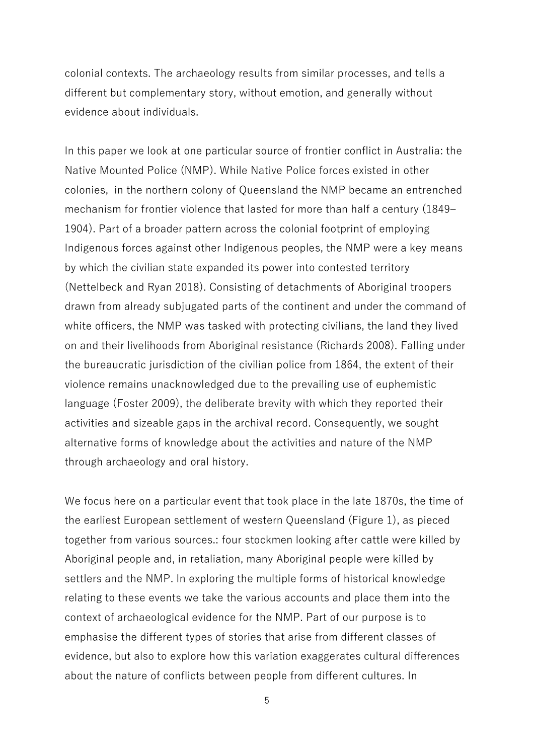colonial contexts. The archaeology results from similar processes, and tells a different but complementary story, without emotion, and generally without evidence about individuals.

In this paper we look at one particular source of frontier conflict in Australia: the Native Mounted Police (NMP). While Native Police forces existed in other colonies,  in the northern colony of Queensland the NMP became an entrenched mechanism for frontier violence that lasted for more than half a century (1849–1904). Part of a broader pattern across the colonial footprint of employing Indigenous forces against other Indigenous peoples, the NMP were a key means by which the civilian state expanded its power into contested territory (Nettelbeck and Ryan 2018). Consisting of detachments of Aboriginal troopers drawn from already subjugated parts of the continent and under the command of white officers, the NMP was tasked with protecting civilians, the land they lived on and their livelihoods from Aboriginal resistance (Richards 2008). Falling under the bureaucratic jurisdiction of the civilian police from 1864, the extent of their violence remains unacknowledged due to the prevailing use of euphemistic language (Foster 2009), the deliberate brevity with which they reported their activities and sizeable gaps in the archival record. Consequently, we sought alternative forms of knowledge about the activities and nature of the NMP through archaeology and oral history.

We focus here on a particular event that took place in the late 1870s, the time of the earliest European settlement of western Queensland (Figure 1), as pieced together from various sources.: four stockmen looking after cattle were killed by Aboriginal people and, in retaliation, many Aboriginal people were killed by settlers and the NMP. In exploring the multiple forms of historical knowledge relating to these events we take the various accounts and place them into the context of archaeological evidence for the NMP. Part of our purpose is to emphasise the different types of stories that arise from different classes of evidence, but also to explore how this variation exaggerates cultural differences about the nature of conflicts between people from different cultures. In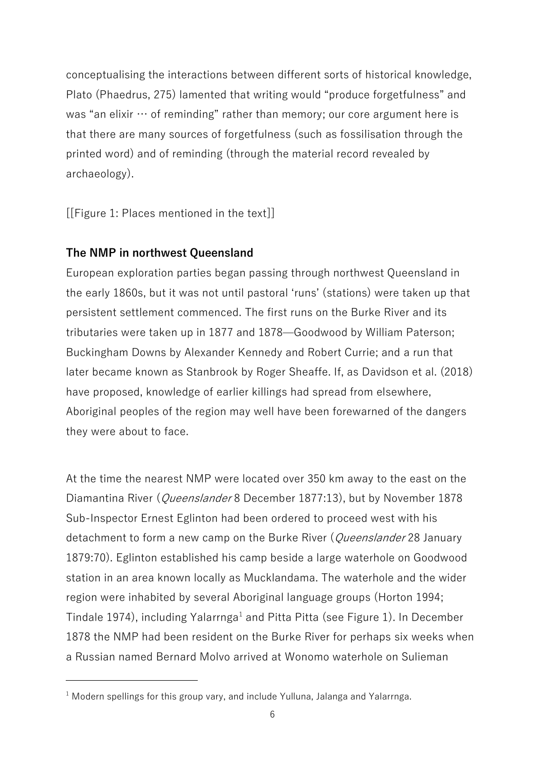conceptualising the interactions between different sorts of historical knowledge, Plato (Phaedrus, 275) lamented that writing would "produce forgetfulness" and was "an elixir … of reminding" rather than memory; our core argument here is that there are many sources of forgetfulness (such as fossilisation through the printed word) and of reminding (through the material record revealed by archaeology).

[[Figure 1: Places mentioned in the text]]

**The NMP in northwest Queensland**

European exploration parties began passing through northwest Queensland in the early 1860s, but it was not until pastoral 'runs' (stations) were taken up that persistent settlement commenced. The first runs on the Burke River and its tributaries were taken up in 1877 and 1878—Goodwood by William Paterson; Buckingham Downs by Alexander Kennedy and Robert Currie; and a run that later became known as Stanbrook by Roger Sheaffe. If, as Davidson et al. (2018) have proposed, knowledge of earlier killings had spread from elsewhere, Aboriginal peoples of the region may well have been forewarned of the dangers they were about to face.

At the time the nearest NMP were located over 350 km away to the east on the Diamantina River (*Queenslander* 8 December 1877:13), but by November 1878 Sub-Inspector Ernest Eglinton had been ordered to proceed west with his detachment to form a new camp on the Burke River (*Queenslander* 28 January 1879:70). Eglinton established his camp beside a large waterhole on Goodwood station in an area known locally as Mucklandama. The waterhole and the wider region were inhabited by several Aboriginal language groups (Horton 1994; Tindale 1974), including Yalarrnga[1] and Pitta Pitta (see Figure 1). In December 1878 the NMP had been resident on the Burke River for perhaps six weeks when a Russian named Bernard Molvo arrived at Wonomo waterhole on Sulieman

[1] Modern spellings for this group vary, and include Yulluna, Jalanga and Yalarrnga.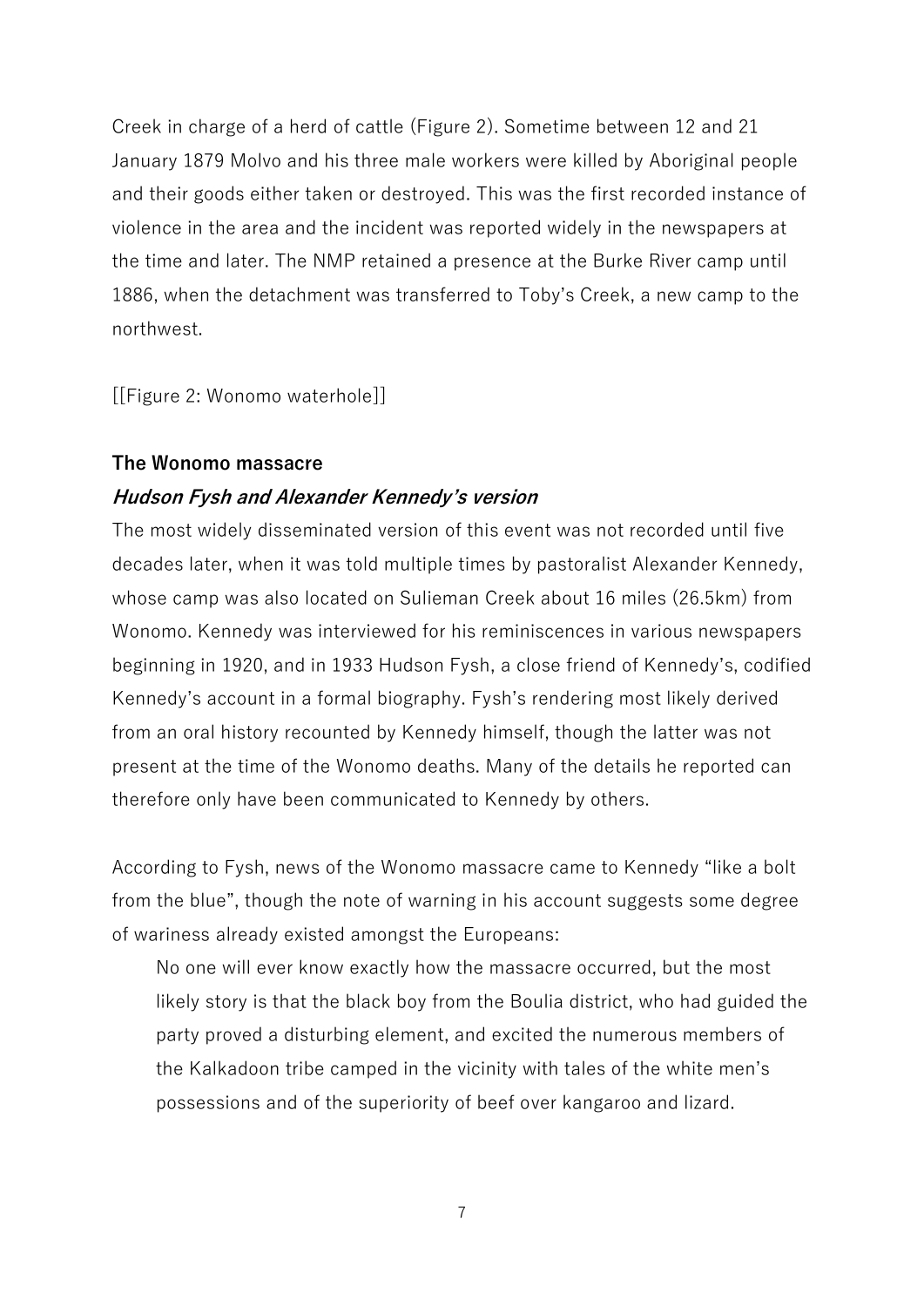Creek in charge of a herd of cattle (Figure 2). Sometime between 12 and 21 January 1879 Molvo and his three male workers were killed by Aboriginal people and their goods either taken or destroyed. This was the first recorded instance of violence in the area and the incident was reported widely in the newspapers at the time and later. The NMP retained a presence at the Burke River camp until 1886, when the detachment was transferred to Toby's Creek, a new camp to the northwest.

[[Figure 2: Wonomo waterhole]]

## The Wonomo massacre

### *Hudson Fysh and Alexander Kennedy's version*

The most widely disseminated version of this event was not recorded until five decades later, when it was told multiple times by pastoralist Alexander Kennedy, whose camp was also located on Sulieman Creek about 16 miles (26.5km) from Wonomo. Kennedy was interviewed for his reminiscences in various newspapers beginning in 1920, and in 1933 Hudson Fysh, a close friend of Kennedy's, codified Kennedy's account in a formal biography. Fysh's rendering most likely derived from an oral history recounted by Kennedy himself, though the latter was not present at the time of the Wonomo deaths. Many of the details he reported can therefore only have been communicated to Kennedy by others.

According to Fysh, news of the Wonomo massacre came to Kennedy "like a bolt from the blue", though the note of warning in his account suggests some degree of wariness already existed amongst the Europeans:

> No one will ever know exactly how the massacre occurred, but the most likely story is that the black boy from the Boulia district, who had guided the party proved a disturbing element, and excited the numerous members of the Kalkadoon tribe camped in the vicinity with tales of the white men's possessions and of the superiority of beef over kangaroo and lizard.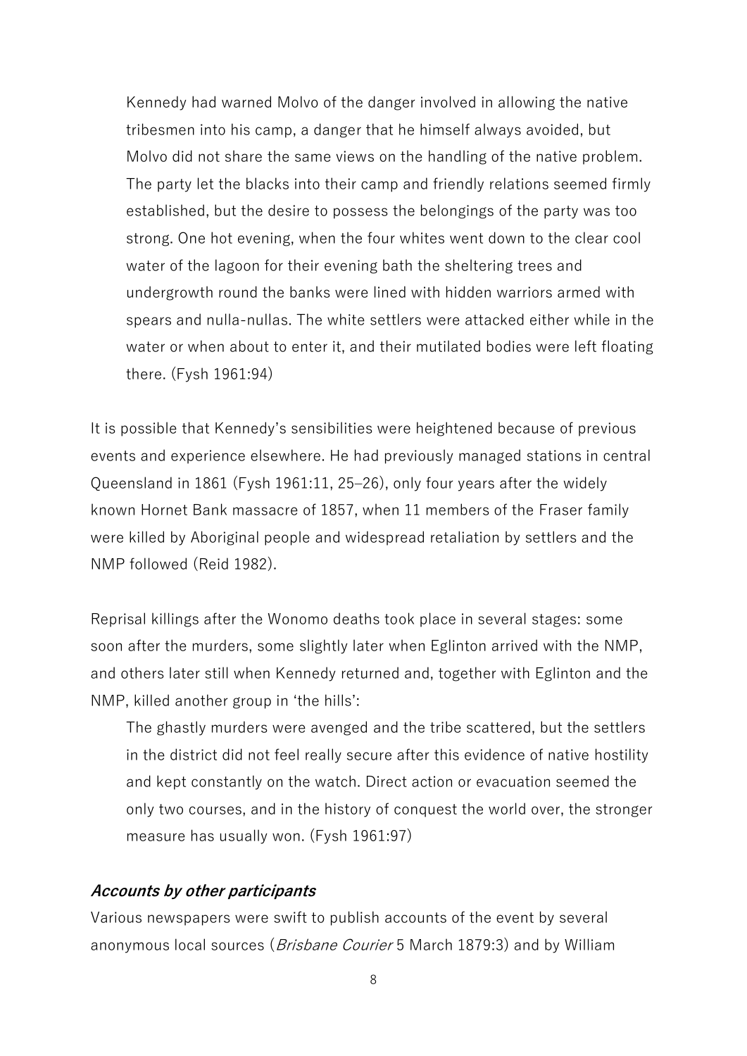> Kennedy had warned Molvo of the danger involved in allowing the native tribesmen into his camp, a danger that he himself always avoided, but Molvo did not share the same views on the handling of the native problem. The party let the blacks into their camp and friendly relations seemed firmly established, but the desire to possess the belongings of the party was too strong. One hot evening, when the four whites went down to the clear cool water of the lagoon for their evening bath the sheltering trees and undergrowth round the banks were lined with hidden warriors armed with spears and nulla-nullas. The white settlers were attacked either while in the water or when about to enter it, and their mutilated bodies were left floating there. (Fysh 1961:94)

It is possible that Kennedy's sensibilities were heightened because of previous events and experience elsewhere. He had previously managed stations in central Queensland in 1861 (Fysh 1961:11, 25–26), only four years after the widely known Hornet Bank massacre of 1857, when 11 members of the Fraser family were killed by Aboriginal people and widespread retaliation by settlers and the NMP followed (Reid 1982).

Reprisal killings after the Wonomo deaths took place in several stages: some soon after the murders, some slightly later when Eglinton arrived with the NMP, and others later still when Kennedy returned and, together with Eglinton and the NMP, killed another group in 'the hills':

> The ghastly murders were avenged and the tribe scattered, but the settlers in the district did not feel really secure after this evidence of native hostility and kept constantly on the watch. Direct action or evacuation seemed the only two courses, and in the history of conquest the world over, the stronger measure has usually won. (Fysh 1961:97)

### ***Accounts by other participants***

Various newspapers were swift to publish accounts of the event by several anonymous local sources (*Brisbane Courier* 5 March 1879:3) and by William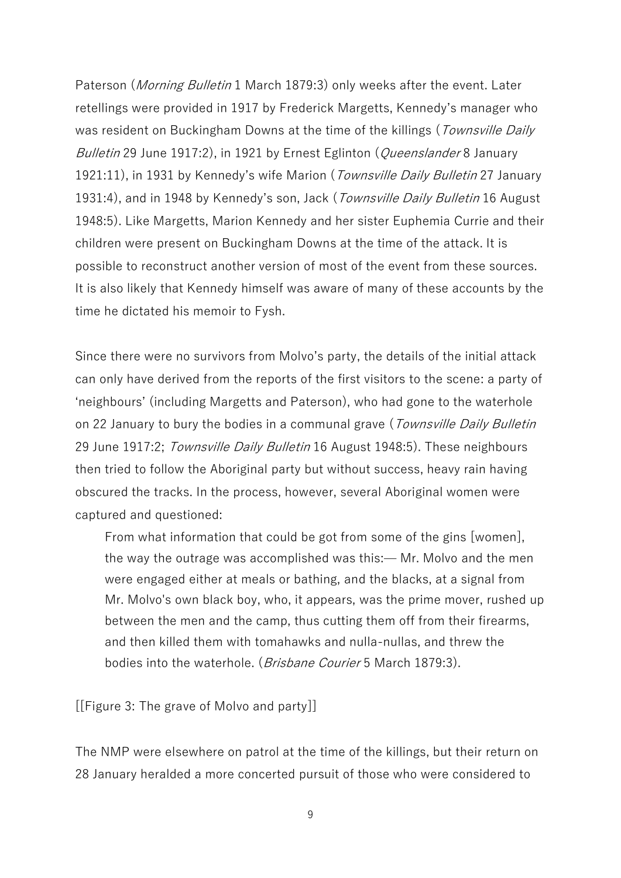Paterson (*Morning Bulletin* 1 March 1879:3) only weeks after the event. Later retellings were provided in 1917 by Frederick Margetts, Kennedy's manager who was resident on Buckingham Downs at the time of the killings (*Townsville Daily Bulletin* 29 June 1917:2), in 1921 by Ernest Eglinton (*Queenslander* 8 January 1921:11), in 1931 by Kennedy's wife Marion (*Townsville Daily Bulletin* 27 January 1931:4), and in 1948 by Kennedy's son, Jack (*Townsville Daily Bulletin* 16 August 1948:5). Like Margetts, Marion Kennedy and her sister Euphemia Currie and their children were present on Buckingham Downs at the time of the attack. It is possible to reconstruct another version of most of the event from these sources. It is also likely that Kennedy himself was aware of many of these accounts by the time he dictated his memoir to Fysh.

Since there were no survivors from Molvo's party, the details of the initial attack can only have derived from the reports of the first visitors to the scene: a party of 'neighbours' (including Margetts and Paterson), who had gone to the waterhole on 22 January to bury the bodies in a communal grave (*Townsville Daily Bulletin* 29 June 1917:2; *Townsville Daily Bulletin* 16 August 1948:5). These neighbours then tried to follow the Aboriginal party but without success, heavy rain having obscured the tracks. In the process, however, several Aboriginal women were captured and questioned:

> From what information that could be got from some of the gins [women], the way the outrage was accomplished was this:— Mr. Molvo and the men were engaged either at meals or bathing, and the blacks, at a signal from Mr. Molvo's own black boy, who, it appears, was the prime mover, rushed up between the men and the camp, thus cutting them off from their firearms, and then killed them with tomahawks and nulla-nullas, and threw the bodies into the waterhole. (*Brisbane Courier* 5 March 1879:3).

[[Figure 3: The grave of Molvo and party]]

The NMP were elsewhere on patrol at the time of the killings, but their return on 28 January heralded a more concerted pursuit of those who were considered to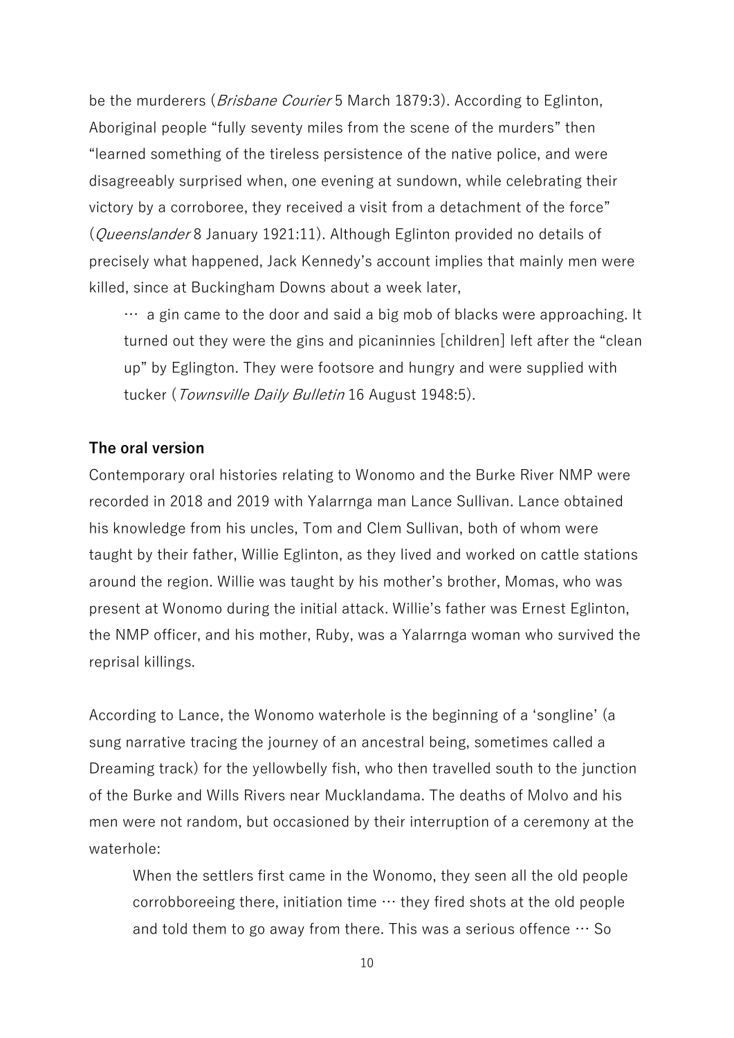be the murderers (*Brisbane Courier* 5 March 1879:3). According to Eglinton, Aboriginal people "fully seventy miles from the scene of the murders" then "learned something of the tireless persistence of the native police, and were disagreeably surprised when, one evening at sundown, while celebrating their victory by a corroboree, they received a visit from a detachment of the force" (*Queenslander* 8 January 1921:11). Although Eglinton provided no details of precisely what happened, Jack Kennedy's account implies that mainly men were killed, since at Buckingham Downs about a week later,

> … a gin came to the door and said a big mob of blacks were approaching. It turned out they were the gins and picaninnies [children] left after the "clean up" by Eglington. They were footsore and hungry and were supplied with tucker (*Townsville Daily Bulletin* 16 August 1948:5).

**The oral version**

Contemporary oral histories relating to Wonomo and the Burke River NMP were recorded in 2018 and 2019 with Yalarrnga man Lance Sullivan. Lance obtained his knowledge from his uncles, Tom and Clem Sullivan, both of whom were taught by their father, Willie Eglinton, as they lived and worked on cattle stations around the region. Willie was taught by his mother's brother, Momas, who was present at Wonomo during the initial attack. Willie's father was Ernest Eglinton, the NMP officer, and his mother, Ruby, was a Yalarrnga woman who survived the reprisal killings.

According to Lance, the Wonomo waterhole is the beginning of a 'songline' (a sung narrative tracing the journey of an ancestral being, sometimes called a Dreaming track) for the yellowbelly fish, who then travelled south to the junction of the Burke and Wills Rivers near Mucklandama. The deaths of Molvo and his men were not random, but occasioned by their interruption of a ceremony at the waterhole:

> When the settlers first came in the Wonomo, they seen all the old people corrobboreeing there, initiation time … they fired shots at the old people and told them to go away from there. This was a serious offence … So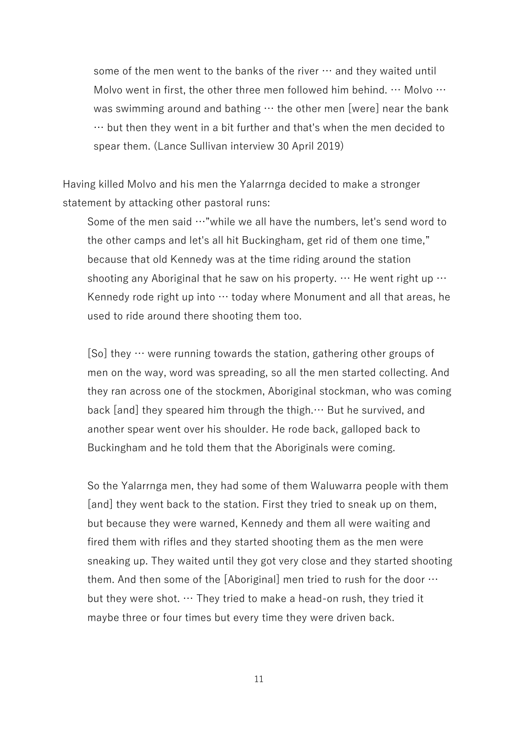> some of the men went to the banks of the river … and they waited until Molvo went in first, the other three men followed him behind. … Molvo … was swimming around and bathing … the other men [were] near the bank … but then they went in a bit further and that's when the men decided to spear them. (Lance Sullivan interview 30 April 2019)

Having killed Molvo and his men the Yalarrnga decided to make a stronger statement by attacking other pastoral runs:

> Some of the men said …"while we all have the numbers, let's send word to the other camps and let's all hit Buckingham, get rid of them one time," because that old Kennedy was at the time riding around the station shooting any Aboriginal that he saw on his property. … He went right up … Kennedy rode right up into … today where Monument and all that areas, he used to ride around there shooting them too.
>
> [So] they … were running towards the station, gathering other groups of men on the way, word was spreading, so all the men started collecting. And they ran across one of the stockmen, Aboriginal stockman, who was coming back [and] they speared him through the thigh.… But he survived, and another spear went over his shoulder. He rode back, galloped back to Buckingham and he told them that the Aboriginals were coming.
>
> So the Yalarrnga men, they had some of them Waluwarra people with them [and] they went back to the station. First they tried to sneak up on them, but because they were warned, Kennedy and them all were waiting and fired them with rifles and they started shooting them as the men were sneaking up. They waited until they got very close and they started shooting them. And then some of the [Aboriginal] men tried to rush for the door … but they were shot. … They tried to make a head-on rush, they tried it maybe three or four times but every time they were driven back.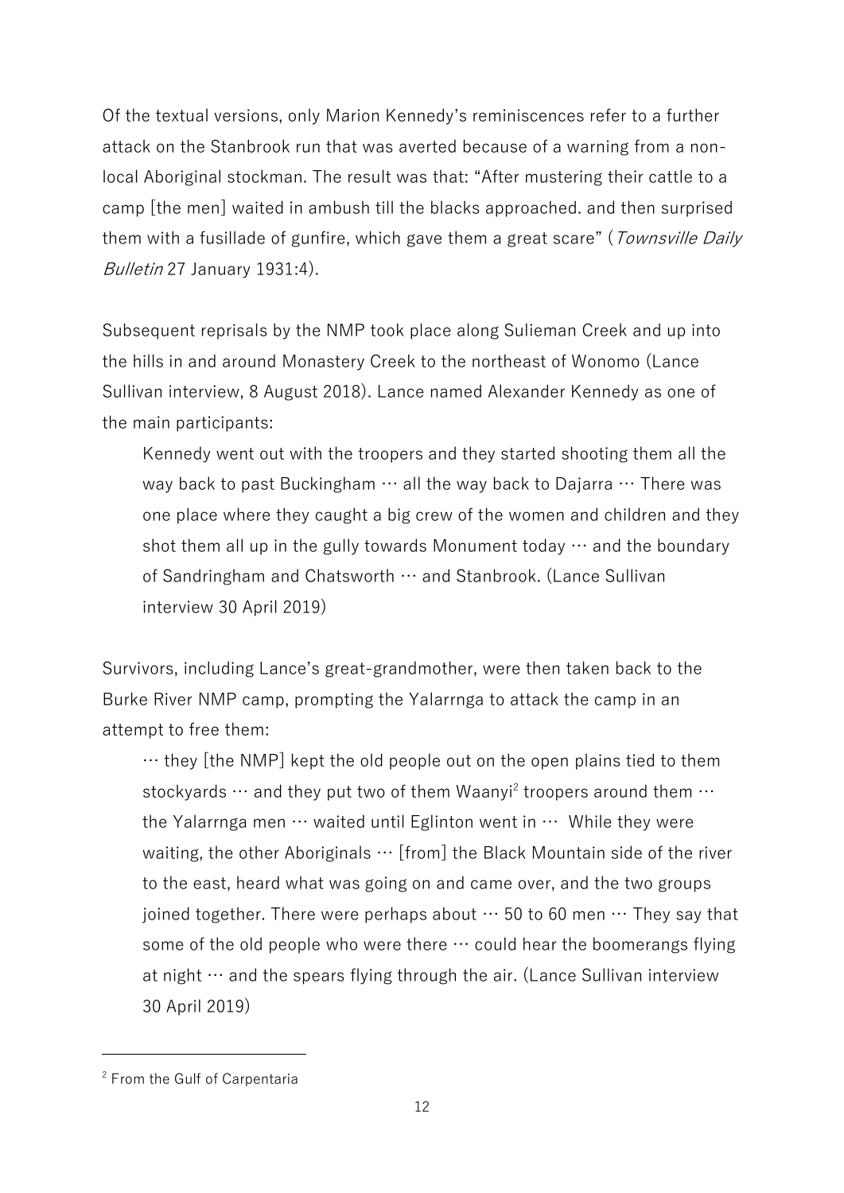Of the textual versions, only Marion Kennedy's reminiscences refer to a further attack on the Stanbrook run that was averted because of a warning from a non-local Aboriginal stockman. The result was that: "After mustering their cattle to a camp [the men] waited in ambush till the blacks approached. and then surprised them with a fusillade of gunfire, which gave them a great scare" (*Townsville Daily Bulletin* 27 January 1931:4).

Subsequent reprisals by the NMP took place along Sulieman Creek and up into the hills in and around Monastery Creek to the northeast of Wonomo (Lance Sullivan interview, 8 August 2018). Lance named Alexander Kennedy as one of the main participants:

> Kennedy went out with the troopers and they started shooting them all the way back to past Buckingham … all the way back to Dajarra … There was one place where they caught a big crew of the women and children and they shot them all up in the gully towards Monument today … and the boundary of Sandringham and Chatsworth … and Stanbrook. (Lance Sullivan interview 30 April 2019)

Survivors, including Lance's great-grandmother, were then taken back to the Burke River NMP camp, prompting the Yalarrnga to attack the camp in an attempt to free them:

> … they [the NMP] kept the old people out on the open plains tied to them stockyards … and they put two of them Waanyi[2] troopers around them … the Yalarrnga men … waited until Eglinton went in … While they were waiting, the other Aboriginals … [from] the Black Mountain side of the river to the east, heard what was going on and came over, and the two groups joined together. There were perhaps about … 50 to 60 men … They say that some of the old people who were there … could hear the boomerangs flying at night … and the spears flying through the air. (Lance Sullivan interview 30 April 2019)

[2] From the Gulf of Carpentaria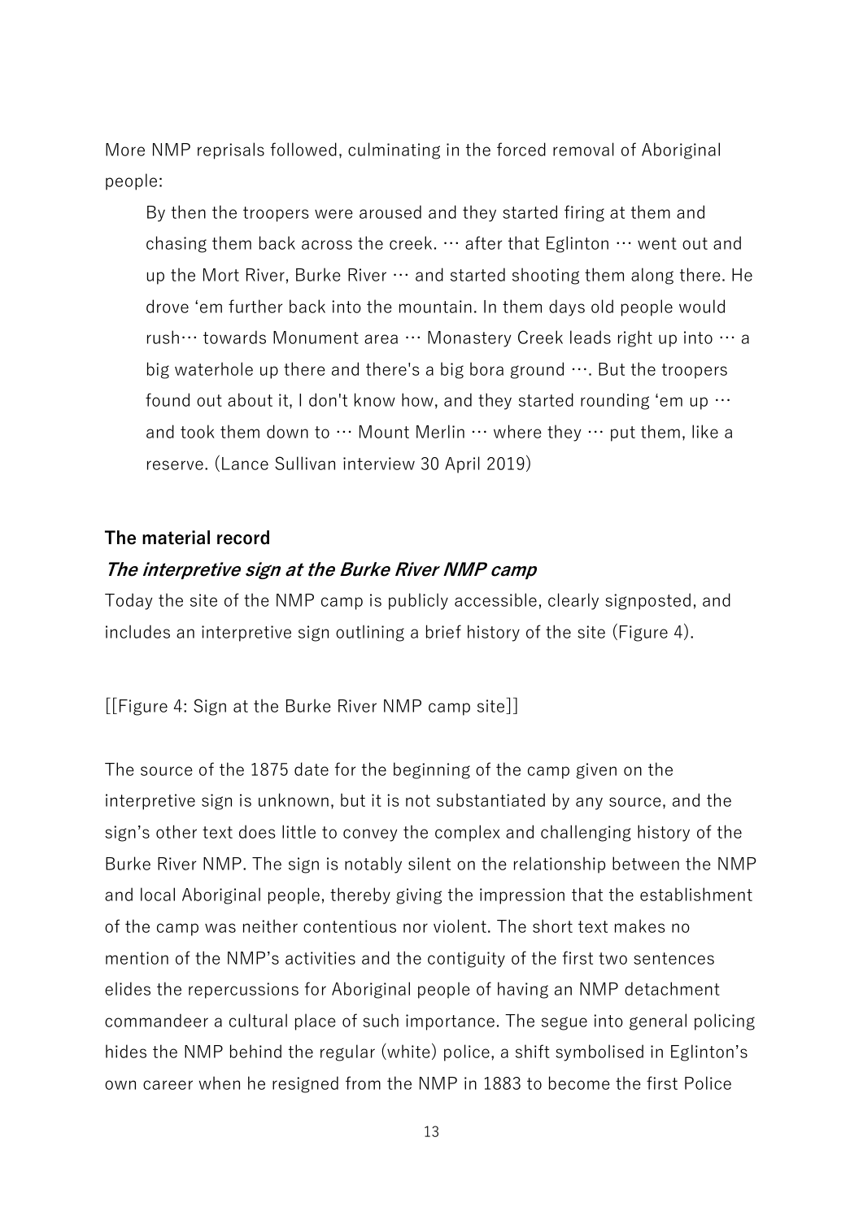More NMP reprisals followed, culminating in the forced removal of Aboriginal people:

> By then the troopers were aroused and they started firing at them and chasing them back across the creek. … after that Eglinton … went out and up the Mort River, Burke River … and started shooting them along there. He drove 'em further back into the mountain. In them days old people would rush… towards Monument area … Monastery Creek leads right up into … a big waterhole up there and there's a big bora ground …. But the troopers found out about it, I don't know how, and they started rounding 'em up … and took them down to … Mount Merlin … where they … put them, like a reserve. (Lance Sullivan interview 30 April 2019)

## The material record

### *The interpretive sign at the Burke River NMP camp*

Today the site of the NMP camp is publicly accessible, clearly signposted, and includes an interpretive sign outlining a brief history of the site (Figure 4).

[[Figure 4: Sign at the Burke River NMP camp site]]

The source of the 1875 date for the beginning of the camp given on the interpretive sign is unknown, but it is not substantiated by any source, and the sign's other text does little to convey the complex and challenging history of the Burke River NMP. The sign is notably silent on the relationship between the NMP and local Aboriginal people, thereby giving the impression that the establishment of the camp was neither contentious nor violent. The short text makes no mention of the NMP's activities and the contiguity of the first two sentences elides the repercussions for Aboriginal people of having an NMP detachment commandeer a cultural place of such importance. The segue into general policing hides the NMP behind the regular (white) police, a shift symbolised in Eglinton's own career when he resigned from the NMP in 1883 to become the first Police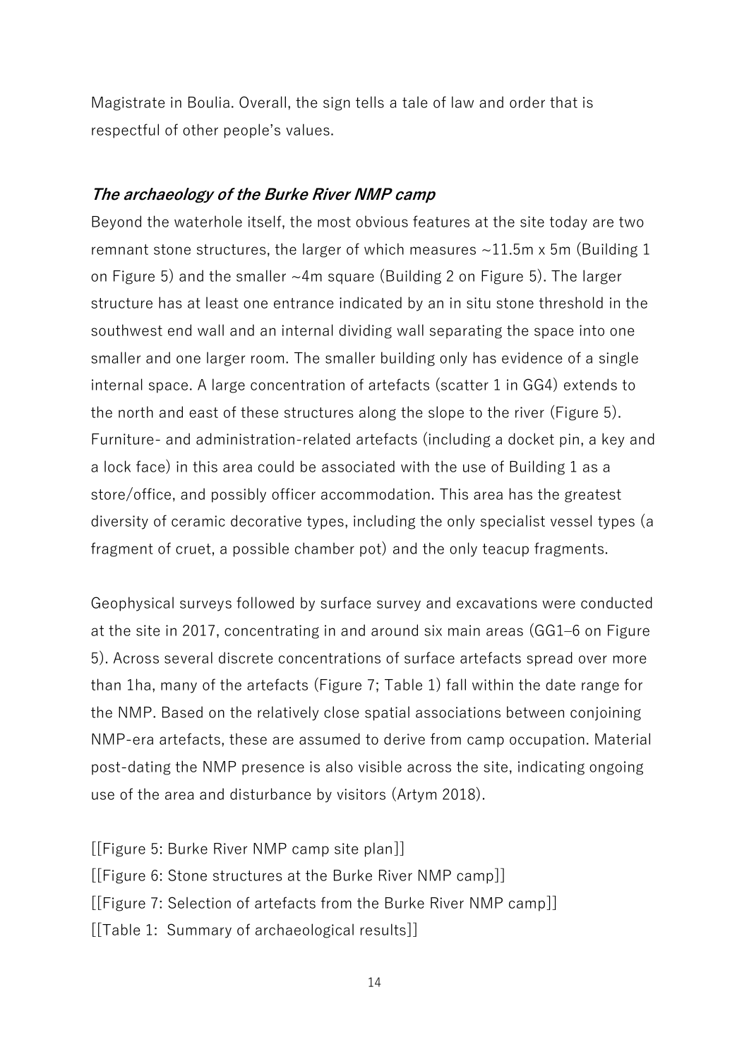Magistrate in Boulia. Overall, the sign tells a tale of law and order that is respectful of other people's values.

### ***The archaeology of the Burke River NMP camp***

Beyond the waterhole itself, the most obvious features at the site today are two remnant stone structures, the larger of which measures ~11.5m x 5m (Building 1 on Figure 5) and the smaller ~4m square (Building 2 on Figure 5). The larger structure has at least one entrance indicated by an in situ stone threshold in the southwest end wall and an internal dividing wall separating the space into one smaller and one larger room. The smaller building only has evidence of a single internal space. A large concentration of artefacts (scatter 1 in GG4) extends to the north and east of these structures along the slope to the river (Figure 5). Furniture- and administration-related artefacts (including a docket pin, a key and a lock face) in this area could be associated with the use of Building 1 as a store/office, and possibly officer accommodation. This area has the greatest diversity of ceramic decorative types, including the only specialist vessel types (a fragment of cruet, a possible chamber pot) and the only teacup fragments.

Geophysical surveys followed by surface survey and excavations were conducted at the site in 2017, concentrating in and around six main areas (GG1–6 on Figure 5). Across several discrete concentrations of surface artefacts spread over more than 1ha, many of the artefacts (Figure 7; Table 1) fall within the date range for the NMP. Based on the relatively close spatial associations between conjoining NMP-era artefacts, these are assumed to derive from camp occupation. Material post-dating the NMP presence is also visible across the site, indicating ongoing use of the area and disturbance by visitors (Artym 2018).

[[Figure 5: Burke River NMP camp site plan]]
[[Figure 6: Stone structures at the Burke River NMP camp]]
[[Figure 7: Selection of artefacts from the Burke River NMP camp]]
[[Table 1: Summary of archaeological results]]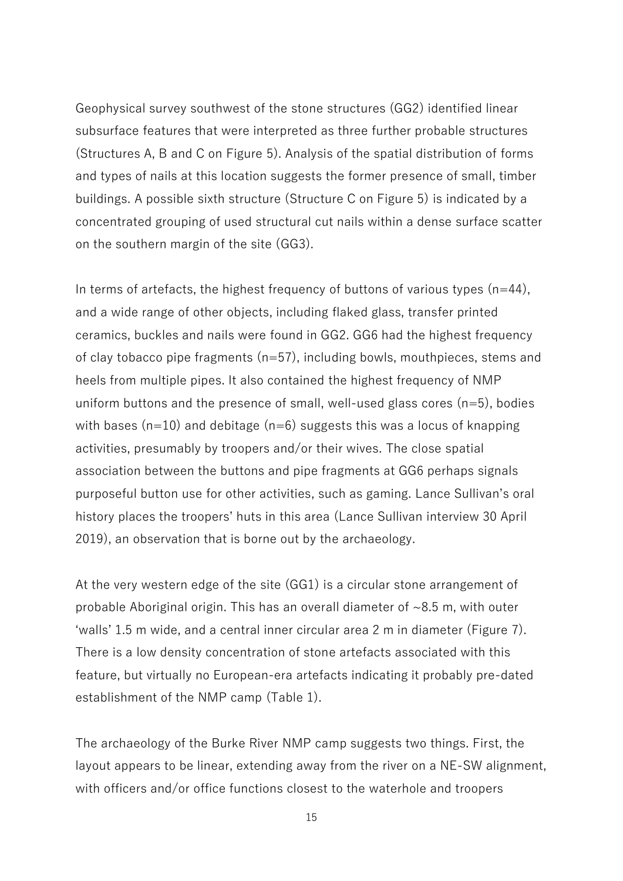Geophysical survey southwest of the stone structures (GG2) identified linear subsurface features that were interpreted as three further probable structures (Structures A, B and C on Figure 5). Analysis of the spatial distribution of forms and types of nails at this location suggests the former presence of small, timber buildings. A possible sixth structure (Structure C on Figure 5) is indicated by a concentrated grouping of used structural cut nails within a dense surface scatter on the southern margin of the site (GG3).

In terms of artefacts, the highest frequency of buttons of various types (n=44), and a wide range of other objects, including flaked glass, transfer printed ceramics, buckles and nails were found in GG2. GG6 had the highest frequency of clay tobacco pipe fragments (n=57), including bowls, mouthpieces, stems and heels from multiple pipes. It also contained the highest frequency of NMP uniform buttons and the presence of small, well-used glass cores (n=5), bodies with bases (n=10) and debitage (n=6) suggests this was a locus of knapping activities, presumably by troopers and/or their wives. The close spatial association between the buttons and pipe fragments at GG6 perhaps signals purposeful button use for other activities, such as gaming. Lance Sullivan's oral history places the troopers' huts in this area (Lance Sullivan interview 30 April 2019), an observation that is borne out by the archaeology.

At the very western edge of the site (GG1) is a circular stone arrangement of probable Aboriginal origin. This has an overall diameter of ~8.5 m, with outer 'walls' 1.5 m wide, and a central inner circular area 2 m in diameter (Figure 7). There is a low density concentration of stone artefacts associated with this feature, but virtually no European-era artefacts indicating it probably pre-dated establishment of the NMP camp (Table 1).

The archaeology of the Burke River NMP camp suggests two things. First, the layout appears to be linear, extending away from the river on a NE-SW alignment, with officers and/or office functions closest to the waterhole and troopers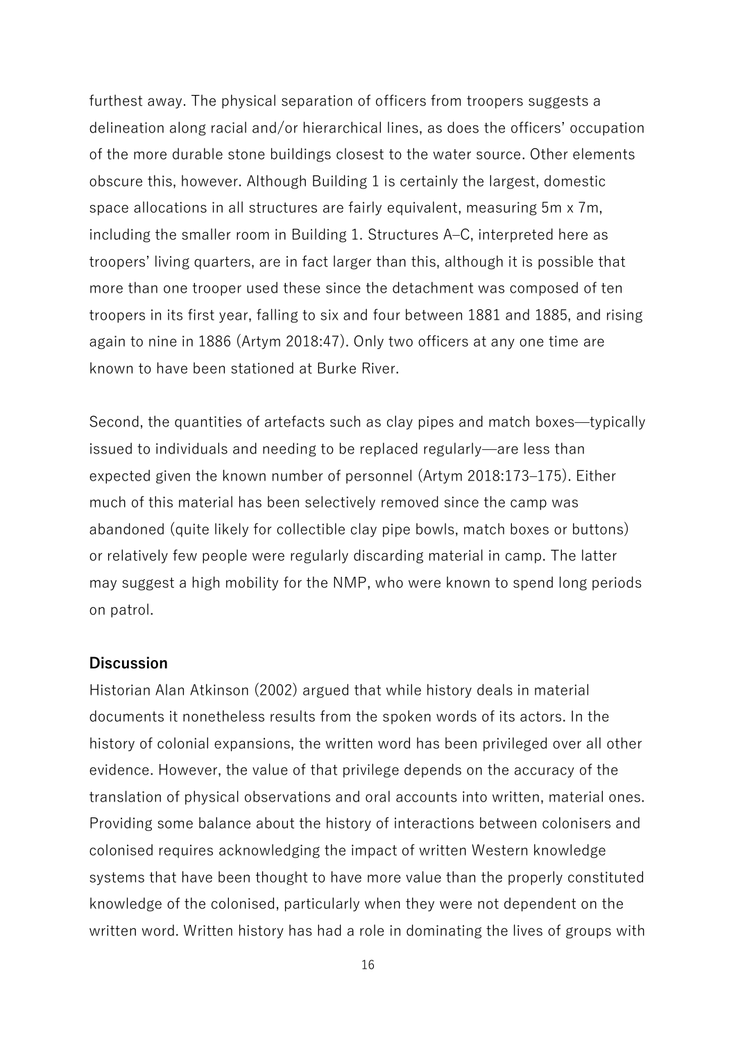furthest away. The physical separation of officers from troopers suggests a delineation along racial and/or hierarchical lines, as does the officers' occupation of the more durable stone buildings closest to the water source. Other elements obscure this, however. Although Building 1 is certainly the largest, domestic space allocations in all structures are fairly equivalent, measuring 5m x 7m, including the smaller room in Building 1. Structures A–C, interpreted here as troopers' living quarters, are in fact larger than this, although it is possible that more than one trooper used these since the detachment was composed of ten troopers in its first year, falling to six and four between 1881 and 1885, and rising again to nine in 1886 (Artym 2018:47). Only two officers at any one time are known to have been stationed at Burke River.

Second, the quantities of artefacts such as clay pipes and match boxes—typically issued to individuals and needing to be replaced regularly—are less than expected given the known number of personnel (Artym 2018:173–175). Either much of this material has been selectively removed since the camp was abandoned (quite likely for collectible clay pipe bowls, match boxes or buttons) or relatively few people were regularly discarding material in camp. The latter may suggest a high mobility for the NMP, who were known to spend long periods on patrol.

## Discussion

Historian Alan Atkinson (2002) argued that while history deals in material documents it nonetheless results from the spoken words of its actors. In the history of colonial expansions, the written word has been privileged over all other evidence. However, the value of that privilege depends on the accuracy of the translation of physical observations and oral accounts into written, material ones. Providing some balance about the history of interactions between colonisers and colonised requires acknowledging the impact of written Western knowledge systems that have been thought to have more value than the properly constituted knowledge of the colonised, particularly when they were not dependent on the written word. Written history has had a role in dominating the lives of groups with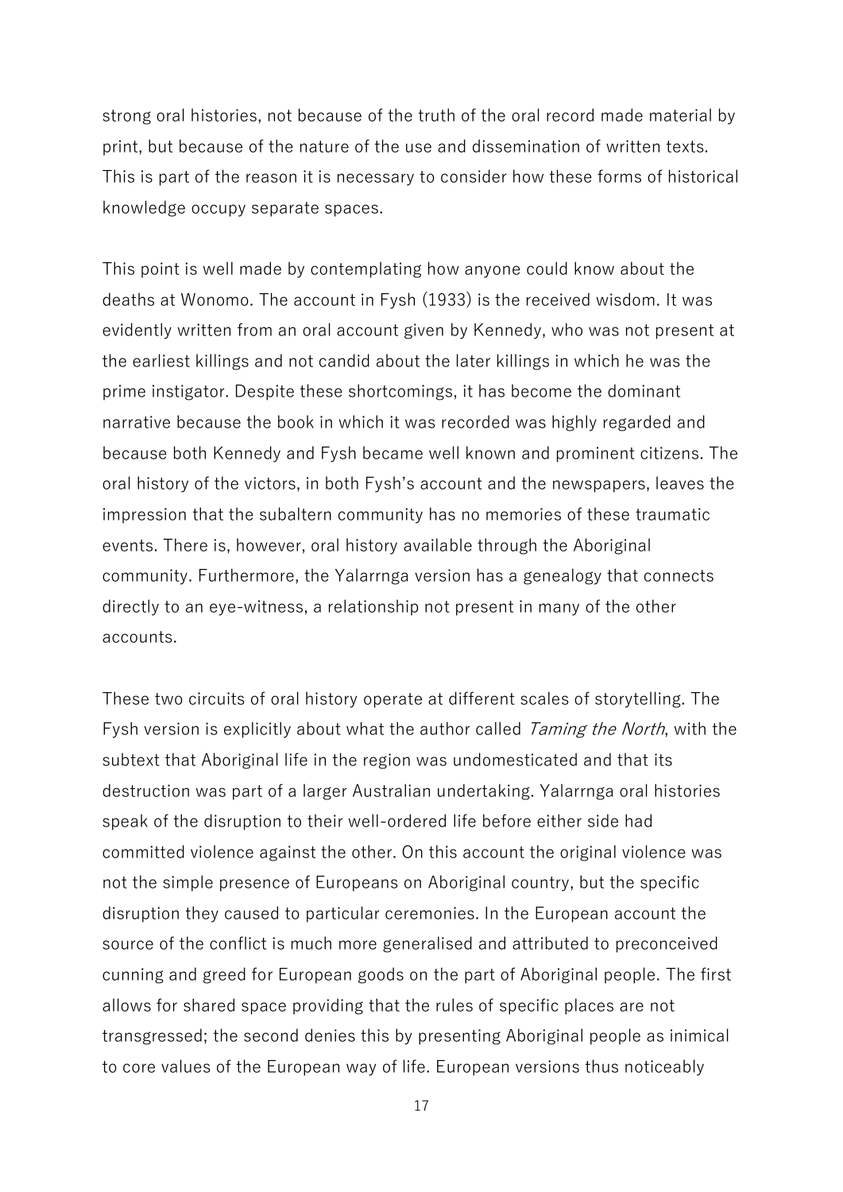strong oral histories, not because of the truth of the oral record made material by print, but because of the nature of the use and dissemination of written texts. This is part of the reason it is necessary to consider how these forms of historical knowledge occupy separate spaces.

This point is well made by contemplating how anyone could know about the deaths at Wonomo. The account in Fysh (1933) is the received wisdom. It was evidently written from an oral account given by Kennedy, who was not present at the earliest killings and not candid about the later killings in which he was the prime instigator. Despite these shortcomings, it has become the dominant narrative because the book in which it was recorded was highly regarded and because both Kennedy and Fysh became well known and prominent citizens. The oral history of the victors, in both Fysh's account and the newspapers, leaves the impression that the subaltern community has no memories of these traumatic events. There is, however, oral history available through the Aboriginal community. Furthermore, the Yalarrnga version has a genealogy that connects directly to an eye-witness, a relationship not present in many of the other accounts.

These two circuits of oral history operate at different scales of storytelling. The Fysh version is explicitly about what the author called *Taming the North*, with the subtext that Aboriginal life in the region was undomesticated and that its destruction was part of a larger Australian undertaking. Yalarrnga oral histories speak of the disruption to their well-ordered life before either side had committed violence against the other. On this account the original violence was not the simple presence of Europeans on Aboriginal country, but the specific disruption they caused to particular ceremonies. In the European account the source of the conflict is much more generalised and attributed to preconceived cunning and greed for European goods on the part of Aboriginal people. The first allows for shared space providing that the rules of specific places are not transgressed; the second denies this by presenting Aboriginal people as inimical to core values of the European way of life. European versions thus noticeably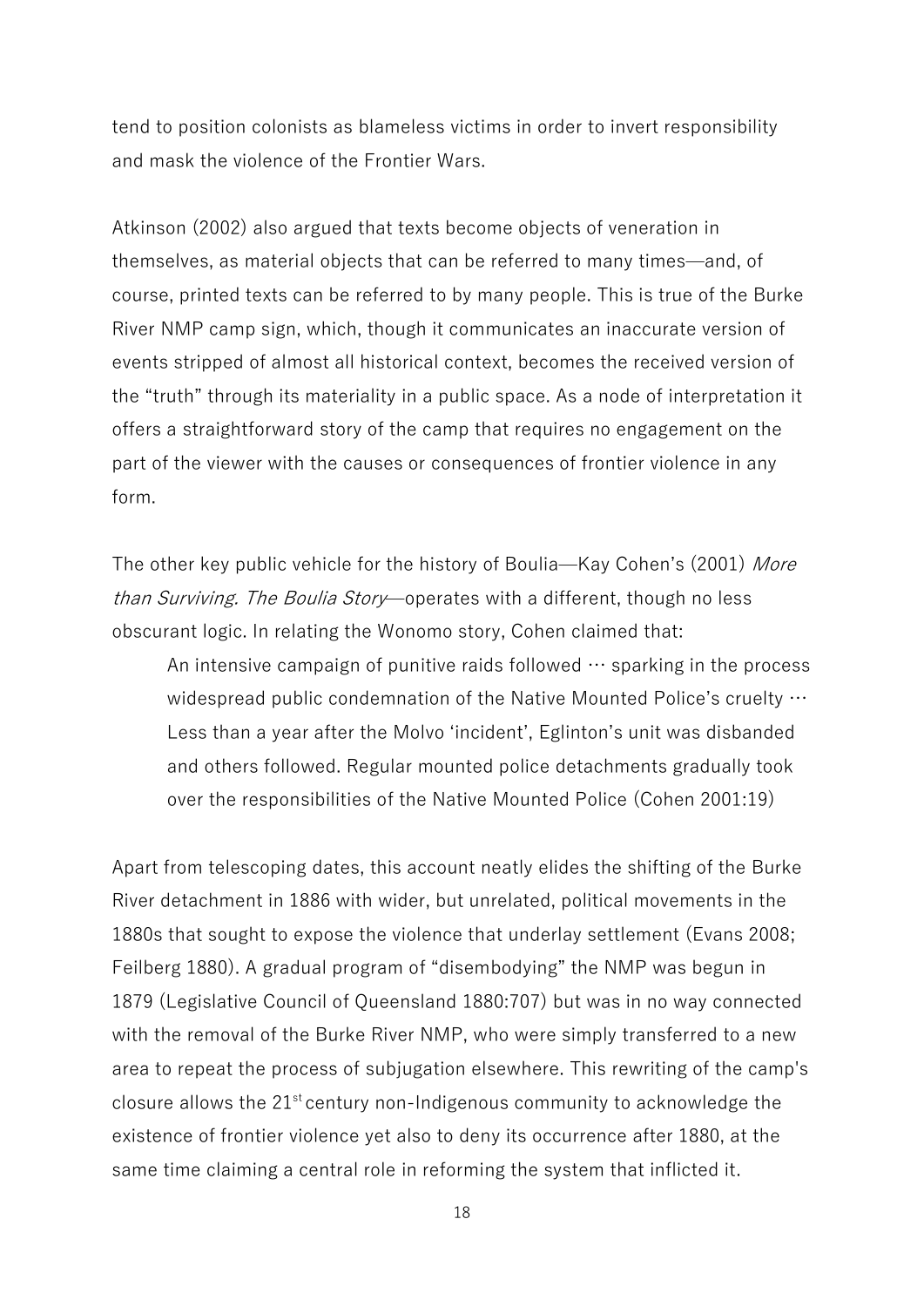tend to position colonists as blameless victims in order to invert responsibility and mask the violence of the Frontier Wars.

Atkinson (2002) also argued that texts become objects of veneration in themselves, as material objects that can be referred to many times—and, of course, printed texts can be referred to by many people. This is true of the Burke River NMP camp sign, which, though it communicates an inaccurate version of events stripped of almost all historical context, becomes the received version of the "truth" through its materiality in a public space. As a node of interpretation it offers a straightforward story of the camp that requires no engagement on the part of the viewer with the causes or consequences of frontier violence in any form.

The other key public vehicle for the history of Boulia—Kay Cohen's (2001) *More than Surviving. The Boulia Story*—operates with a different, though no less obscurant logic. In relating the Wonomo story, Cohen claimed that:

> An intensive campaign of punitive raids followed … sparking in the process widespread public condemnation of the Native Mounted Police's cruelty … Less than a year after the Molvo 'incident', Eglinton's unit was disbanded and others followed. Regular mounted police detachments gradually took over the responsibilities of the Native Mounted Police (Cohen 2001:19)

Apart from telescoping dates, this account neatly elides the shifting of the Burke River detachment in 1886 with wider, but unrelated, political movements in the 1880s that sought to expose the violence that underlay settlement (Evans 2008; Feilberg 1880). A gradual program of "disembodying" the NMP was begun in 1879 (Legislative Council of Queensland 1880:707) but was in no way connected with the removal of the Burke River NMP, who were simply transferred to a new area to repeat the process of subjugation elsewhere. This rewriting of the camp's closure allows the 21st century non-Indigenous community to acknowledge the existence of frontier violence yet also to deny its occurrence after 1880, at the same time claiming a central role in reforming the system that inflicted it.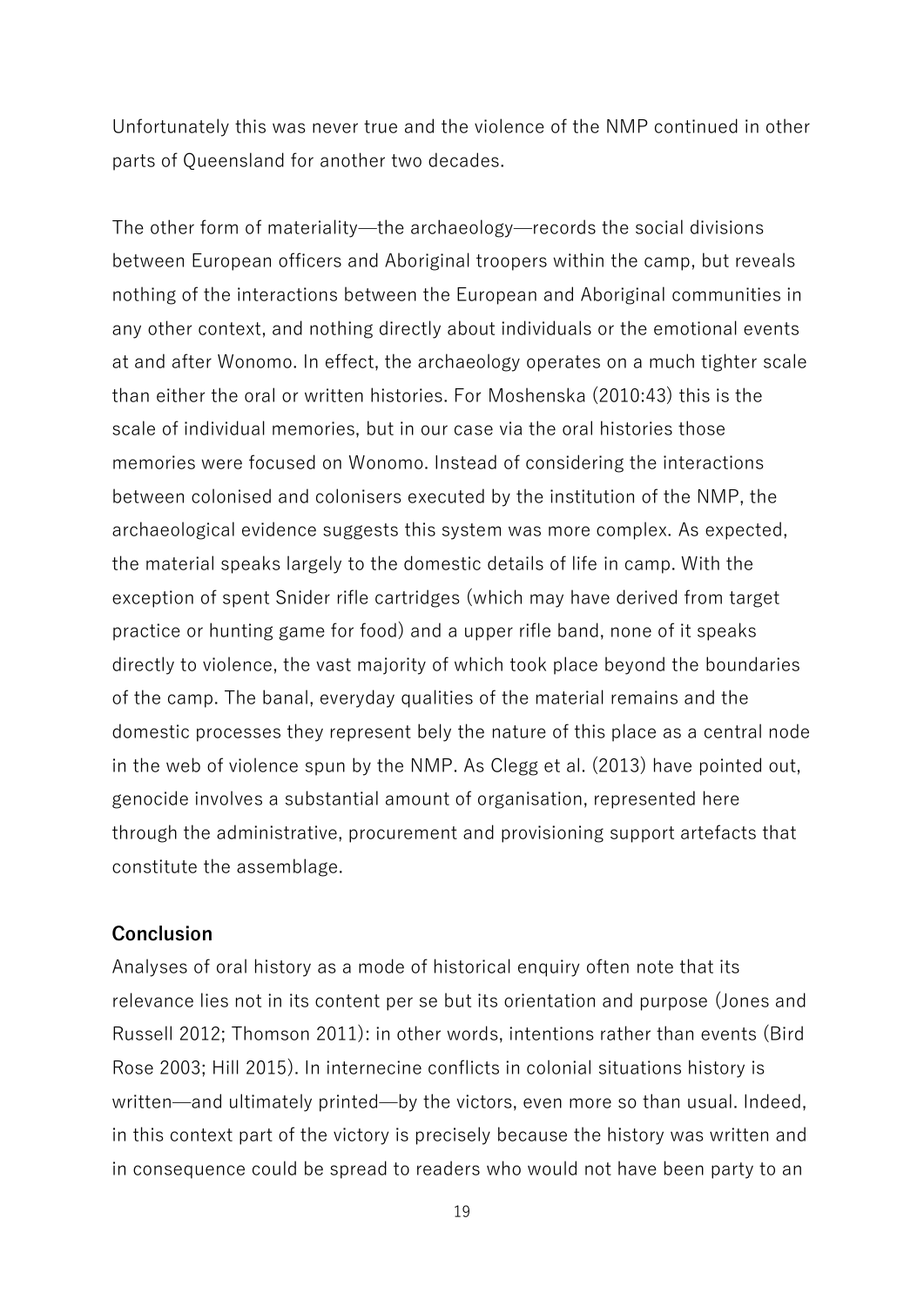Unfortunately this was never true and the violence of the NMP continued in other parts of Queensland for another two decades.

The other form of materiality—the archaeology—records the social divisions between European officers and Aboriginal troopers within the camp, but reveals nothing of the interactions between the European and Aboriginal communities in any other context, and nothing directly about individuals or the emotional events at and after Wonomo. In effect, the archaeology operates on a much tighter scale than either the oral or written histories. For Moshenska (2010:43) this is the scale of individual memories, but in our case via the oral histories those memories were focused on Wonomo. Instead of considering the interactions between colonised and colonisers executed by the institution of the NMP, the archaeological evidence suggests this system was more complex. As expected, the material speaks largely to the domestic details of life in camp. With the exception of spent Snider rifle cartridges (which may have derived from target practice or hunting game for food) and a upper rifle band, none of it speaks directly to violence, the vast majority of which took place beyond the boundaries of the camp. The banal, everyday qualities of the material remains and the domestic processes they represent bely the nature of this place as a central node in the web of violence spun by the NMP. As Clegg et al. (2013) have pointed out, genocide involves a substantial amount of organisation, represented here through the administrative, procurement and provisioning support artefacts that constitute the assemblage.

## Conclusion

Analyses of oral history as a mode of historical enquiry often note that its relevance lies not in its content per se but its orientation and purpose (Jones and Russell 2012; Thomson 2011): in other words, intentions rather than events (Bird Rose 2003; Hill 2015). In internecine conflicts in colonial situations history is written—and ultimately printed—by the victors, even more so than usual. Indeed, in this context part of the victory is precisely because the history was written and in consequence could be spread to readers who would not have been party to an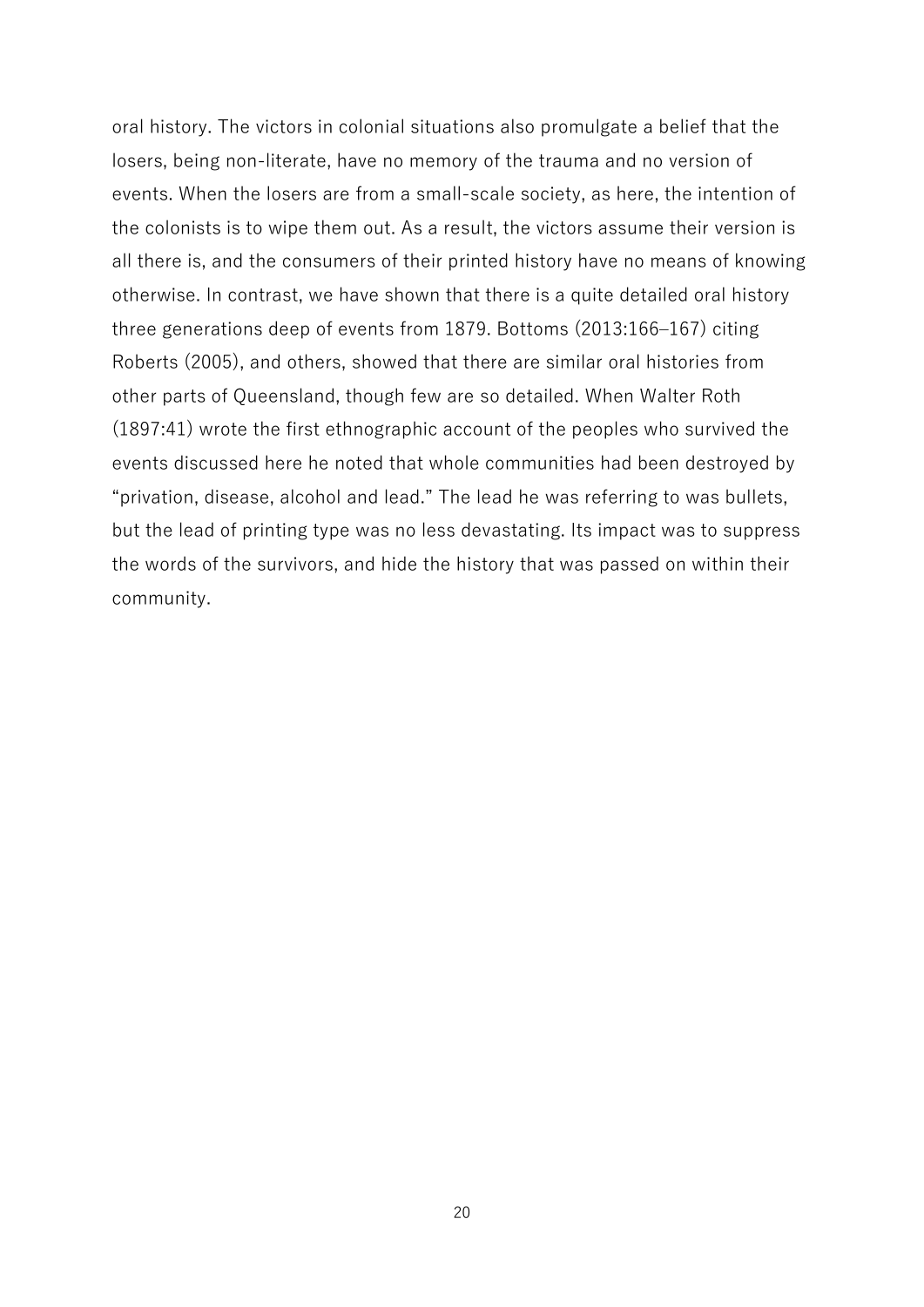oral history. The victors in colonial situations also promulgate a belief that the losers, being non-literate, have no memory of the trauma and no version of events. When the losers are from a small-scale society, as here, the intention of the colonists is to wipe them out. As a result, the victors assume their version is all there is, and the consumers of their printed history have no means of knowing otherwise. In contrast, we have shown that there is a quite detailed oral history three generations deep of events from 1879. Bottoms (2013:166–167) citing Roberts (2005), and others, showed that there are similar oral histories from other parts of Queensland, though few are so detailed. When Walter Roth (1897:41) wrote the first ethnographic account of the peoples who survived the events discussed here he noted that whole communities had been destroyed by "privation, disease, alcohol and lead." The lead he was referring to was bullets, but the lead of printing type was no less devastating. Its impact was to suppress the words of the survivors, and hide the history that was passed on within their community.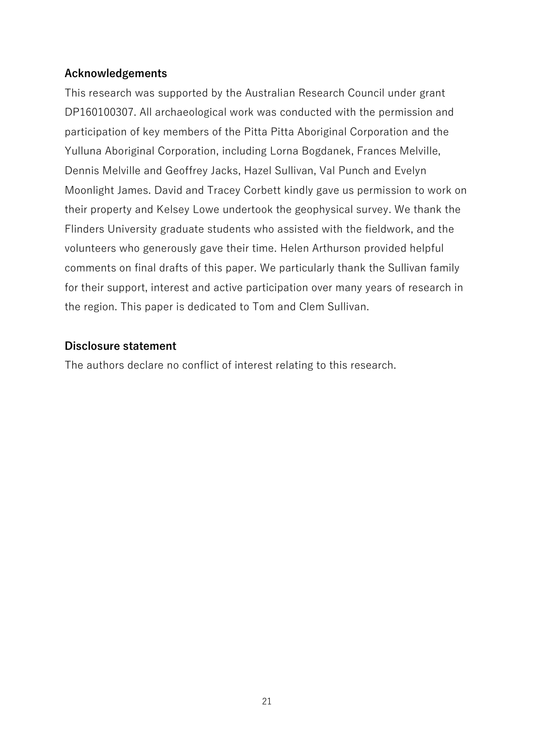## Acknowledgements

This research was supported by the Australian Research Council under grant DP160100307. All archaeological work was conducted with the permission and participation of key members of the Pitta Pitta Aboriginal Corporation and the Yulluna Aboriginal Corporation, including Lorna Bogdanek, Frances Melville, Dennis Melville and Geoffrey Jacks, Hazel Sullivan, Val Punch and Evelyn Moonlight James. David and Tracey Corbett kindly gave us permission to work on their property and Kelsey Lowe undertook the geophysical survey. We thank the Flinders University graduate students who assisted with the fieldwork, and the volunteers who generously gave their time. Helen Arthurson provided helpful comments on final drafts of this paper. We particularly thank the Sullivan family for their support, interest and active participation over many years of research in the region. This paper is dedicated to Tom and Clem Sullivan.

## Disclosure statement

The authors declare no conflict of interest relating to this research.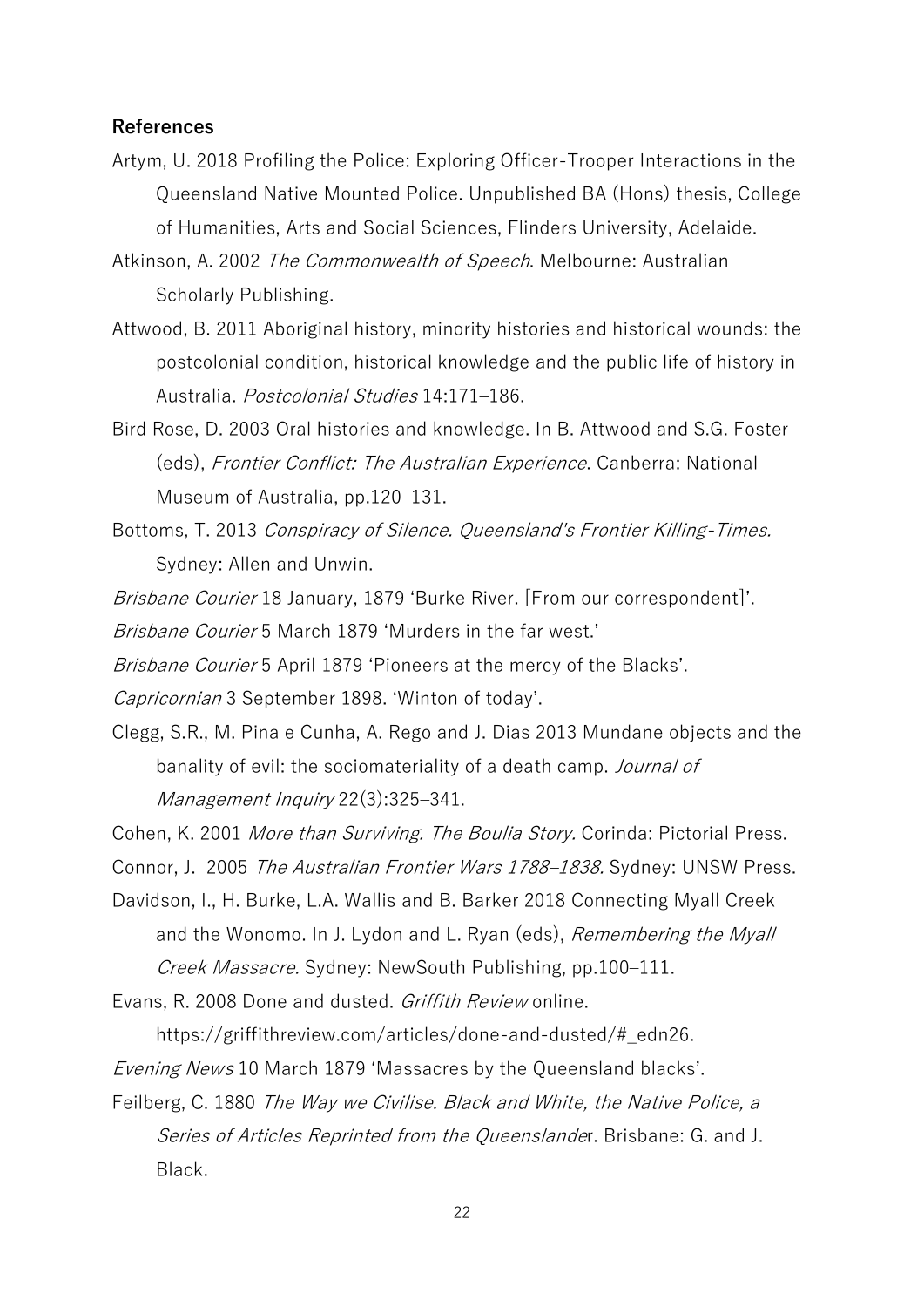### References

Artym, U. 2018 Profiling the Police: Exploring Officer-Trooper Interactions in the Queensland Native Mounted Police. Unpublished BA (Hons) thesis, College of Humanities, Arts and Social Sciences, Flinders University, Adelaide.

Atkinson, A. 2002 *The Commonwealth of Speech*. Melbourne: Australian Scholarly Publishing.

Attwood, B. 2011 Aboriginal history, minority histories and historical wounds: the postcolonial condition, historical knowledge and the public life of history in Australia. *Postcolonial Studies* 14:171–186.

Bird Rose, D. 2003 Oral histories and knowledge. In B. Attwood and S.G. Foster (eds), *Frontier Conflict: The Australian Experience*. Canberra: National Museum of Australia, pp.120–131.

Bottoms, T. 2013 *Conspiracy of Silence. Queensland's Frontier Killing-Times.* Sydney: Allen and Unwin.

*Brisbane Courier* 18 January, 1879 'Burke River. [From our correspondent]'.

*Brisbane Courier* 5 March 1879 'Murders in the far west.'

*Brisbane Courier* 5 April 1879 'Pioneers at the mercy of the Blacks'.

*Capricornian* 3 September 1898. 'Winton of today'.

Clegg, S.R., M. Pina e Cunha, A. Rego and J. Dias 2013 Mundane objects and the banality of evil: the sociomateriality of a death camp. *Journal of Management Inquiry* 22(3):325–341.

Cohen, K. 2001 *More than Surviving. The Boulia Story.* Corinda: Pictorial Press.

Connor, J. 2005 *The Australian Frontier Wars 1788–1838.* Sydney: UNSW Press.

Davidson, I., H. Burke, L.A. Wallis and B. Barker 2018 Connecting Myall Creek and the Wonomo. In J. Lydon and L. Ryan (eds), *Remembering the Myall Creek Massacre.* Sydney: NewSouth Publishing, pp.100–111.

Evans, R. 2008 Done and dusted. *Griffith Review* online. https://griffithreview.com/articles/done-and-dusted/#_edn26.

*Evening News* 10 March 1879 'Massacres by the Queensland blacks'.

Feilberg, C. 1880 *The Way we Civilise. Black and White, the Native Police, a Series of Articles Reprinted from the Queenslander*. Brisbane: G. and J. Black.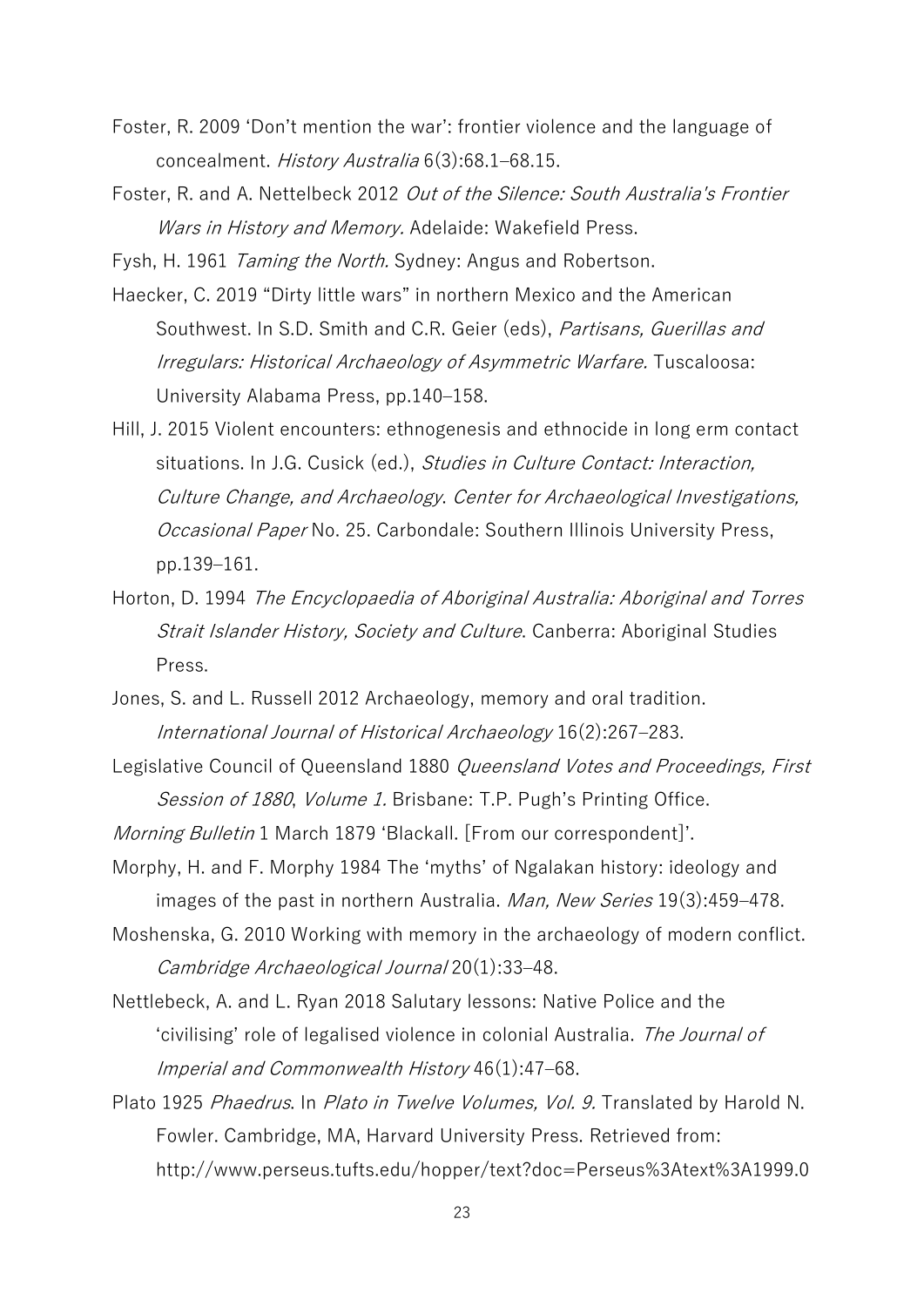Foster, R. 2009 ‘Don’t mention the war’: frontier violence and the language of concealment. *History Australia* 6(3):68.1–68.15.

Foster, R. and A. Nettelbeck 2012 *Out of the Silence: South Australia's Frontier Wars in History and Memory*. Adelaide: Wakefield Press.

Fysh, H. 1961 *Taming the North*. Sydney: Angus and Robertson.

Haecker, C. 2019 “Dirty little wars” in northern Mexico and the American Southwest. In S.D. Smith and C.R. Geier (eds), *Partisans, Guerillas and Irregulars: Historical Archaeology of Asymmetric Warfare.* Tuscaloosa: University Alabama Press, pp.140–158.

Hill, J. 2015 Violent encounters: ethnogenesis and ethnocide in long erm contact situations. In J.G. Cusick (ed.), *Studies in Culture Contact: Interaction, Culture Change, and Archaeology*. *Center for Archaeological Investigations, Occasional Paper* No. 25. Carbondale: Southern Illinois University Press, pp.139–161.

Horton, D. 1994 *The Encyclopaedia of Aboriginal Australia: Aboriginal and Torres Strait Islander History, Society and Culture*. Canberra: Aboriginal Studies Press.

Jones, S. and L. Russell 2012 Archaeology, memory and oral tradition. *International Journal of Historical Archaeology* 16(2):267–283.

Legislative Council of Queensland 1880 *Queensland Votes and Proceedings, First Session of 1880*, *Volume 1.* Brisbane: T.P. Pugh’s Printing Office.

*Morning Bulletin* 1 March 1879 ‘Blackall. [From our correspondent]’.

Morphy, H. and F. Morphy 1984 The ‘myths’ of Ngalakan history: ideology and images of the past in northern Australia. *Man, New Series* 19(3):459–478.

Moshenska, G. 2010 Working with memory in the archaeology of modern conflict. *Cambridge Archaeological Journal* 20(1):33–48.

Nettlebeck, A. and L. Ryan 2018 Salutary lessons: Native Police and the ‘civilising’ role of legalised violence in colonial Australia. *The Journal of Imperial and Commonwealth History* 46(1):47–68.

Plato 1925 *Phaedrus*. In *Plato in Twelve Volumes, Vol. 9.* Translated by Harold N. Fowler. Cambridge, MA, Harvard University Press. Retrieved from: http://www.perseus.tufts.edu/hopper/text?doc=Perseus%3Atext%3A1999.0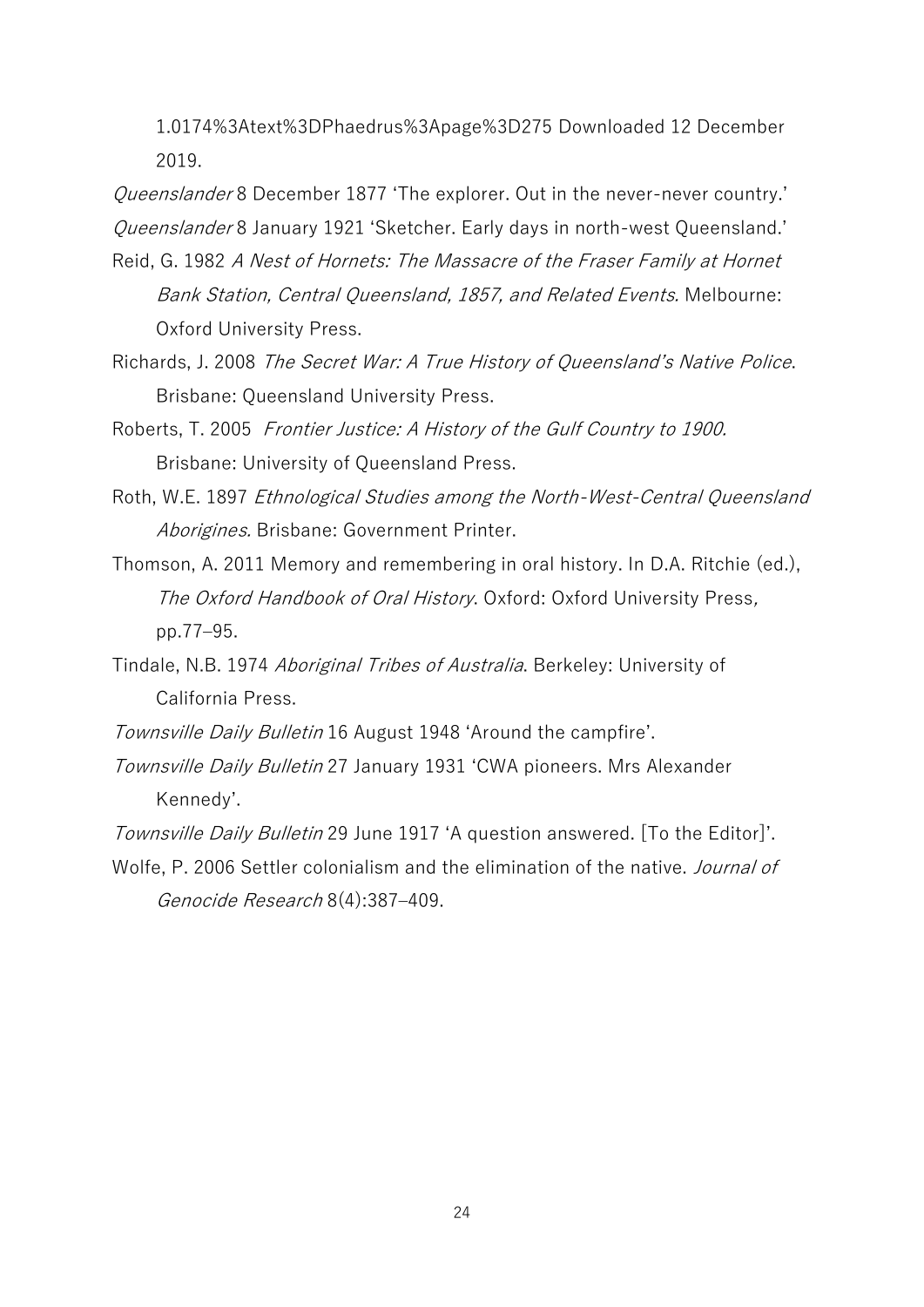1.0174%3Atext%3DPhaedrus%3Apage%3D275 Downloaded 12 December 2019.

*Queenslander* 8 December 1877 'The explorer. Out in the never-never country.'

*Queenslander* 8 January 1921 'Sketcher. Early days in north-west Queensland.'

Reid, G. 1982 *A Nest of Hornets: The Massacre of the Fraser Family at Hornet Bank Station, Central Queensland, 1857, and Related Events.* Melbourne: Oxford University Press.

Richards, J. 2008 *The Secret War: A True History of Queensland's Native Police*. Brisbane: Queensland University Press.

Roberts, T. 2005 *Frontier Justice: A History of the Gulf Country to 1900.* Brisbane: University of Queensland Press.

Roth, W.E. 1897 *Ethnological Studies among the North-West-Central Queensland Aborigines.* Brisbane: Government Printer.

Thomson, A. 2011 Memory and remembering in oral history. In D.A. Ritchie (ed.), *The Oxford Handbook of Oral History*. Oxford: Oxford University Press, pp.77–95.

Tindale, N.B. 1974 *Aboriginal Tribes of Australia*. Berkeley: University of California Press.

*Townsville Daily Bulletin* 16 August 1948 'Around the campfire'.

*Townsville Daily Bulletin* 27 January 1931 'CWA pioneers. Mrs Alexander Kennedy'.

*Townsville Daily Bulletin* 29 June 1917 'A question answered. [To the Editor]'.

Wolfe, P. 2006 Settler colonialism and the elimination of the native. *Journal of Genocide Research* 8(4):387–409.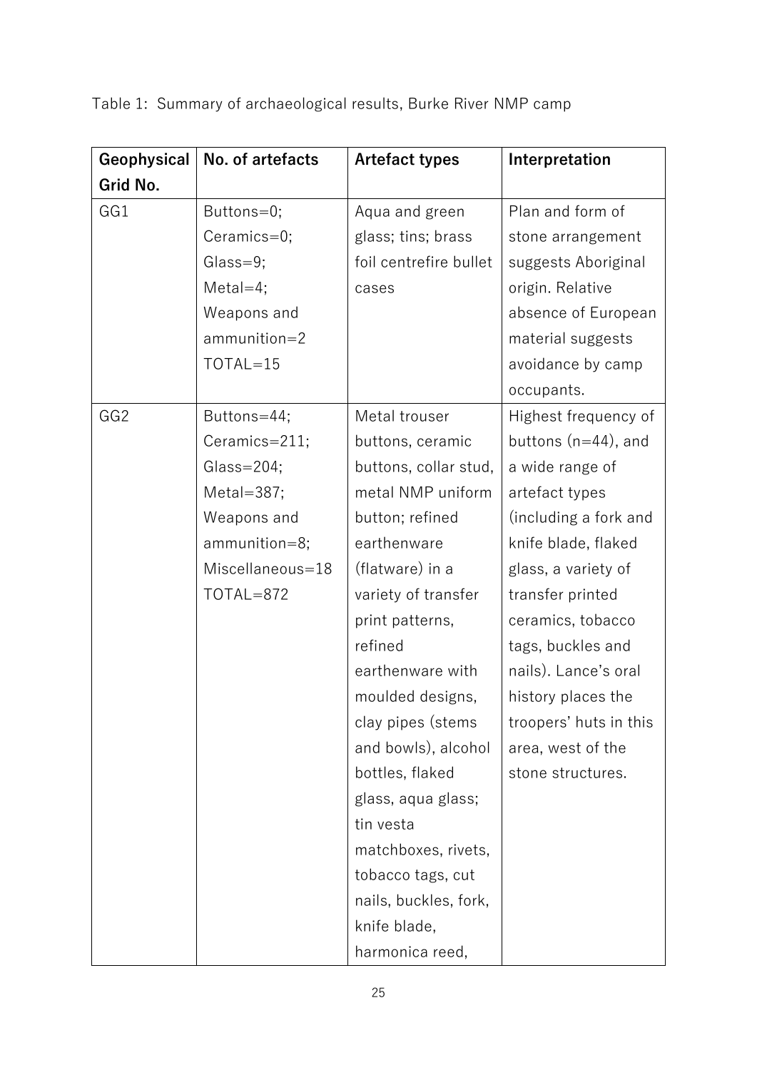Table 1: Summary of archaeological results, Burke River NMP camp

| Geophysical Grid No. | No. of artefacts | Artefact types | Interpretation |
| --- | --- | --- | --- |
| GG1 | Buttons=0; Ceramics=0; Glass=9; Metal=4; Weapons and ammunition=2 TOTAL=15 | Aqua and green glass; tins; brass foil centrefire bullet cases | Plan and form of stone arrangement suggests Aboriginal origin. Relative absence of European material suggests avoidance by camp occupants. |
| GG2 | Buttons=44; Ceramics=211; Glass=204; Metal=387; Weapons and ammunition=8; Miscellaneous=18 TOTAL=872 | Metal trouser buttons, ceramic buttons, collar stud, metal NMP uniform button; refined earthenware (flatware) in a variety of transfer print patterns, refined earthenware with moulded designs, clay pipes (stems and bowls), alcohol bottles, flaked glass, aqua glass; tin vesta matchboxes, rivets, tobacco tags, cut nails, buckles, fork, knife blade, harmonica reed, | Highest frequency of buttons (n=44), and a wide range of artefact types (including a fork and knife blade, flaked glass, a variety of transfer printed ceramics, tobacco tags, buckles and nails). Lance's oral history places the troopers' huts in this area, west of the stone structures. |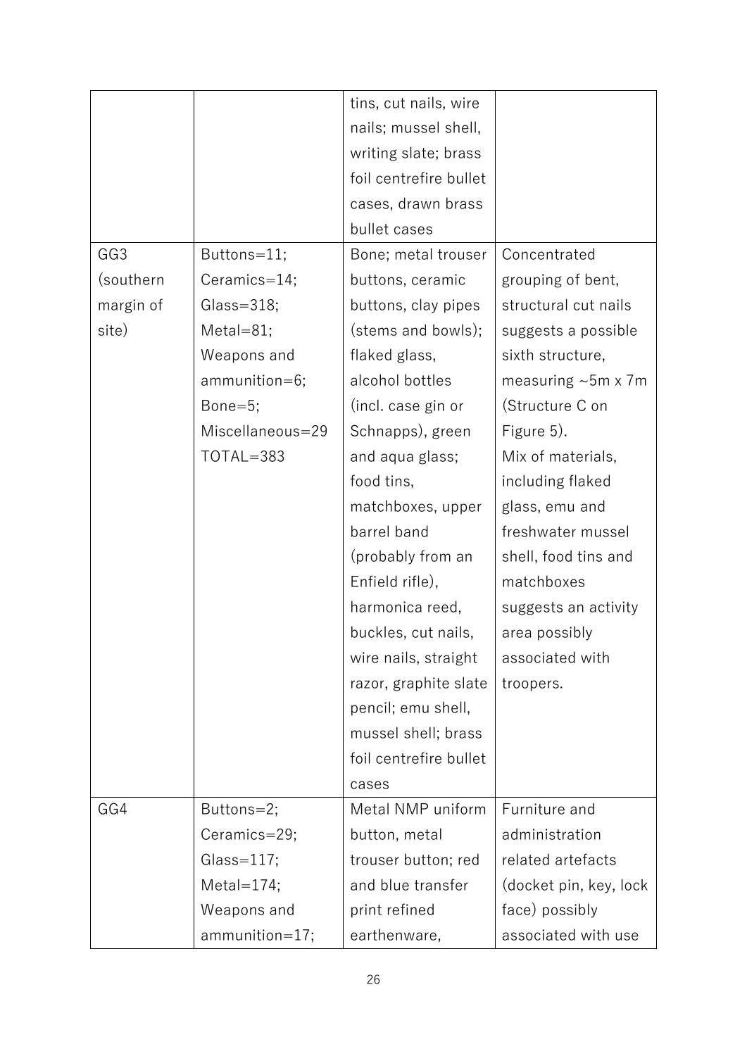| | | tins, cut nails, wire nails; mussel shell, writing slate; brass foil centrefire bullet cases, drawn brass bullet cases | |
|---|---|---|---|
| GG3 (southern margin of site) | Buttons=11; Ceramics=14; Glass=318; Metal=81; Weapons and ammunition=6; Bone=5; Miscellaneous=29 TOTAL=383 | Bone; metal trouser buttons, ceramic buttons, clay pipes (stems and bowls); flaked glass, alcohol bottles (incl. case gin or Schnapps), green and aqua glass; food tins, matchboxes, upper barrel band (probably from an Enfield rifle), harmonica reed, buckles, cut nails, wire nails, straight razor, graphite slate pencil; emu shell, mussel shell; brass foil centrefire bullet cases | Concentrated grouping of bent, structural cut nails suggests a possible sixth structure, measuring ~5m x 7m (Structure C on Figure 5). Mix of materials, including flaked glass, emu and freshwater mussel shell, food tins and matchboxes suggests an activity area possibly associated with troopers. |
| GG4 | Buttons=2; Ceramics=29; Glass=117; Metal=174; Weapons and ammunition=17; | Metal NMP uniform button, metal trouser button; red and blue transfer print refined earthenware, | Furniture and administration related artefacts (docket pin, key, lock face) possibly associated with use |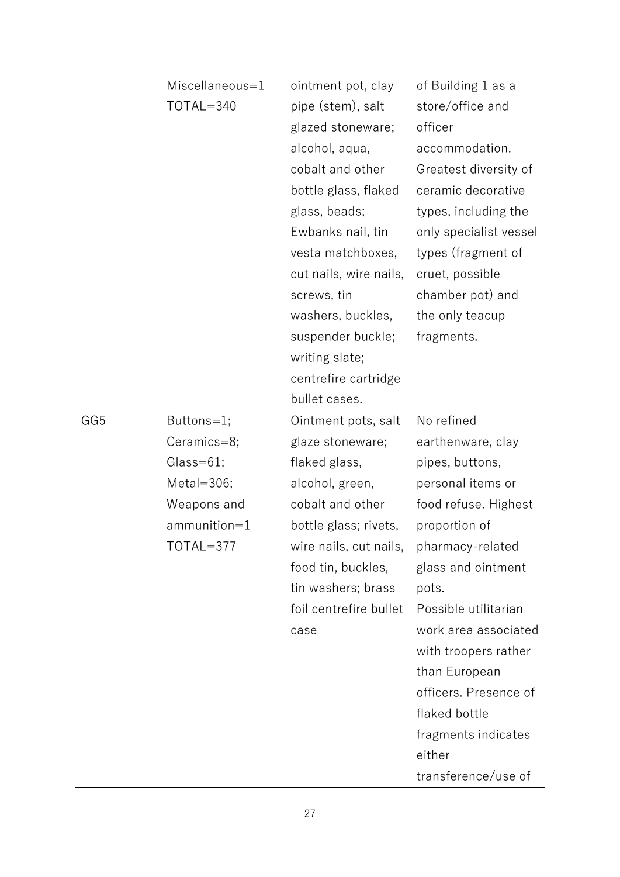| | | | |
|---|---|---|---|
| | Miscellaneous=1<br>TOTAL=340 | ointment pot, clay pipe (stem), salt glazed stoneware; alcohol, aqua, cobalt and other bottle glass, flaked glass, beads; Ewbanks nail, tin vesta matchboxes, cut nails, wire nails, screws, tin washers, buckles, suspender buckle; writing slate; centrefire cartridge bullet cases. | of Building 1 as a store/office and officer accommodation. Greatest diversity of ceramic decorative types, including the only specialist vessel types (fragment of cruet, possible chamber pot) and the only teacup fragments. |
| GG5 | Buttons=1;<br>Ceramics=8;<br>Glass=61;<br>Metal=306;<br>Weapons and ammunition=1<br>TOTAL=377 | Ointment pots, salt glaze stoneware; flaked glass, alcohol, green, cobalt and other bottle glass; rivets, wire nails, cut nails, food tin, buckles, tin washers; brass foil centrefire bullet case | No refined earthenware, clay pipes, buttons, personal items or food refuse. Highest proportion of pharmacy-related glass and ointment pots.<br>Possible utilitarian work area associated with troopers rather than European officers. Presence of flaked bottle fragments indicates either transference/use of |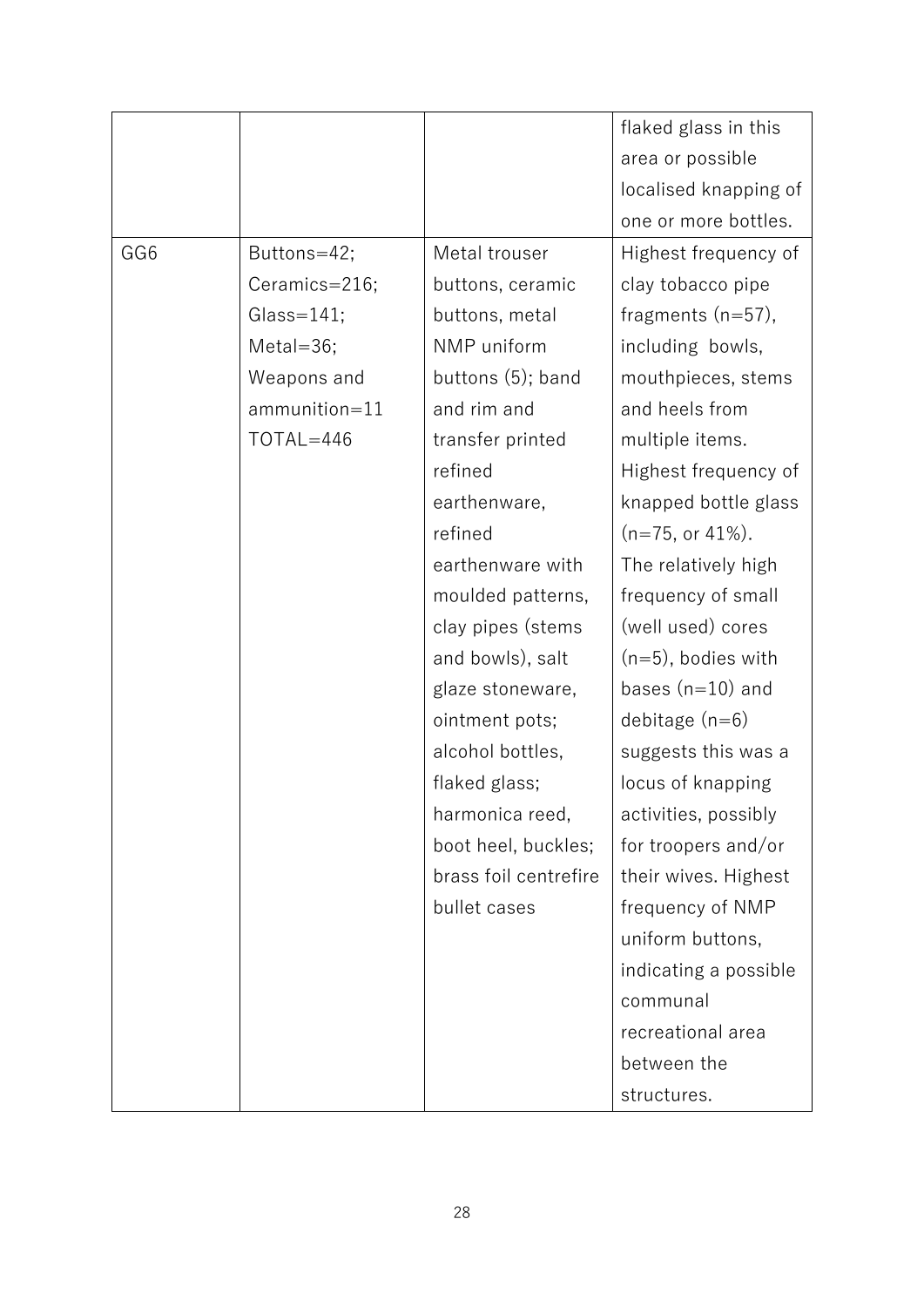| | | | |
|---|---|---|---|
| | | | flaked glass in this area or possible localised knapping of one or more bottles. |
| GG6 | Buttons=42; Ceramics=216; Glass=141; Metal=36; Weapons and ammunition=11 TOTAL=446 | Metal trouser buttons, ceramic buttons, metal NMP uniform buttons (5); band and rim and transfer printed refined earthenware, refined earthenware with moulded patterns, clay pipes (stems and bowls), salt glaze stoneware, ointment pots; alcohol bottles, flaked glass; harmonica reed, boot heel, buckles; brass foil centrefire bullet cases | Highest frequency of clay tobacco pipe fragments (n=57), including bowls, mouthpieces, stems and heels from multiple items. Highest frequency of knapped bottle glass (n=75, or 41%). The relatively high frequency of small (well used) cores (n=5), bodies with bases (n=10) and debitage (n=6) suggests this was a locus of knapping activities, possibly for troopers and/or their wives. Highest frequency of NMP uniform buttons, indicating a possible communal recreational area between the structures. |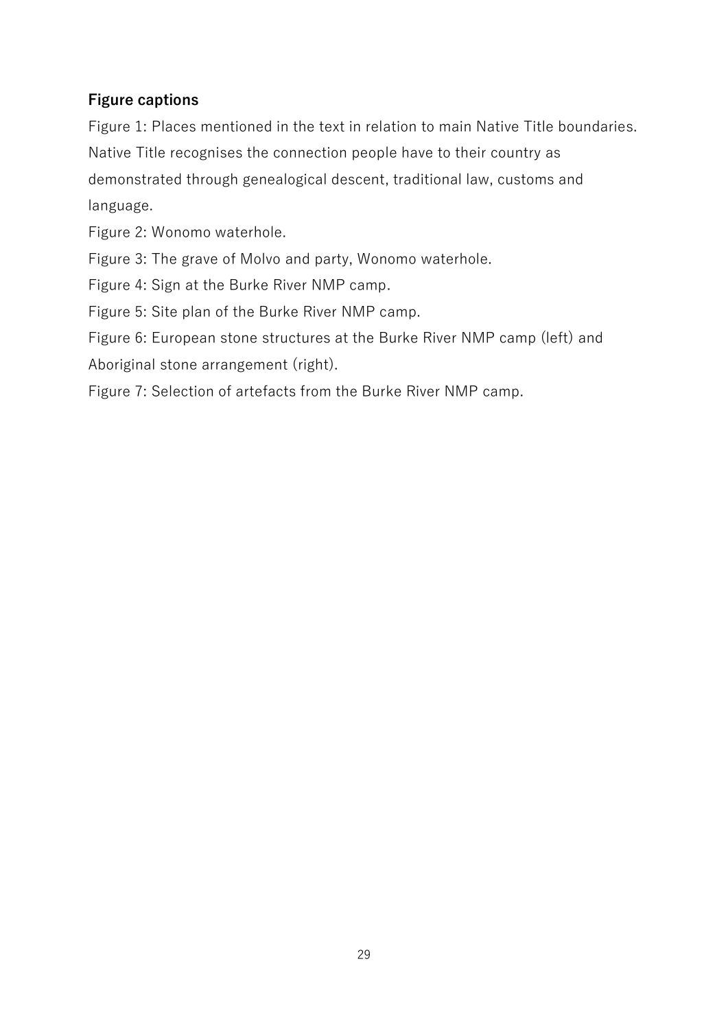## Figure captions

Figure 1: Places mentioned in the text in relation to main Native Title boundaries. Native Title recognises the connection people have to their country as demonstrated through genealogical descent, traditional law, customs and language.

Figure 2: Wonomo waterhole.

Figure 3: The grave of Molvo and party, Wonomo waterhole.

Figure 4: Sign at the Burke River NMP camp.

Figure 5: Site plan of the Burke River NMP camp.

Figure 6: European stone structures at the Burke River NMP camp (left) and Aboriginal stone arrangement (right).

Figure 7: Selection of artefacts from the Burke River NMP camp.